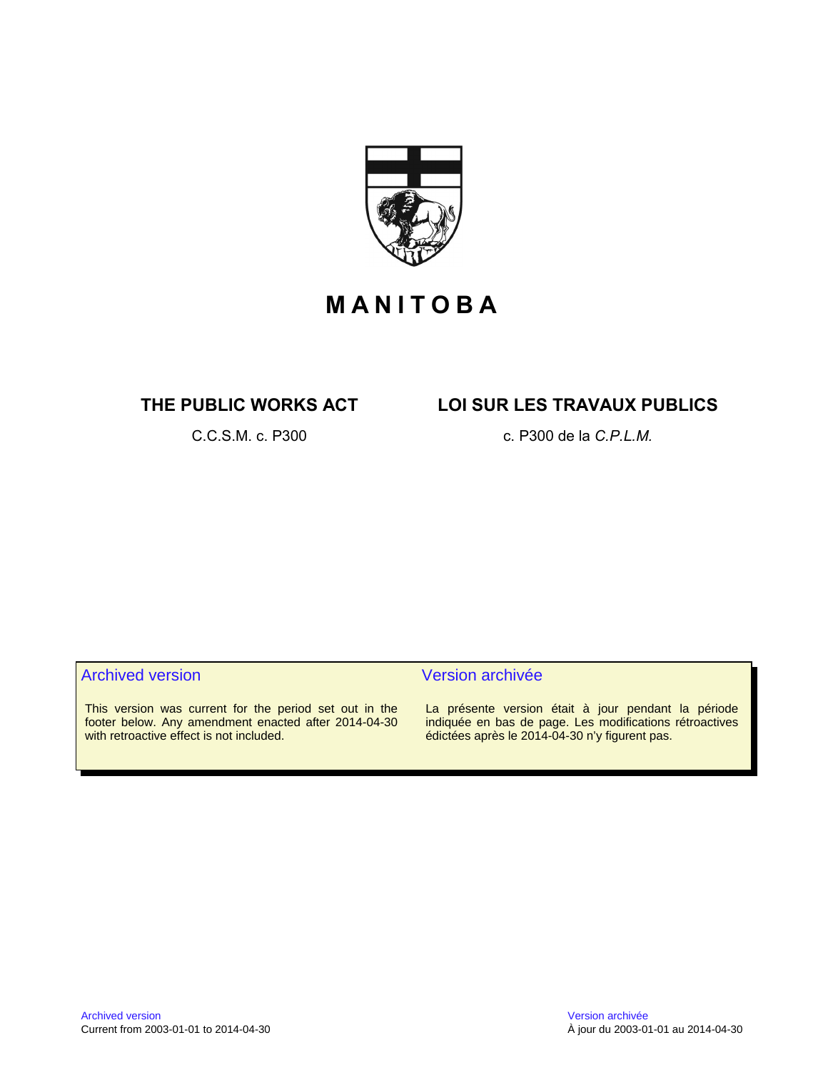# MANITOBA

## THE PUBLIC WORKS ACT

C.C.S.M. c. P300

## LOI SUR LES TRAVAUX PUBLICS

c. P300 de la *C.P.L.M.*

### Archived version

This version was current for the period set out in the footer below. Any amendment enacted after 2014-04-30 with retroactive effect is not included.

### Version archivée

La présente version était à jour pendant la période indiquée en bas de page. Les modifications rétroactives édictées après le 2014-04-30 n'y figurent pas.

Archived version
Current from 2003-01-01 to 2014-04-30

Version archivée
À jour du 2003-01-01 au 2014-04-30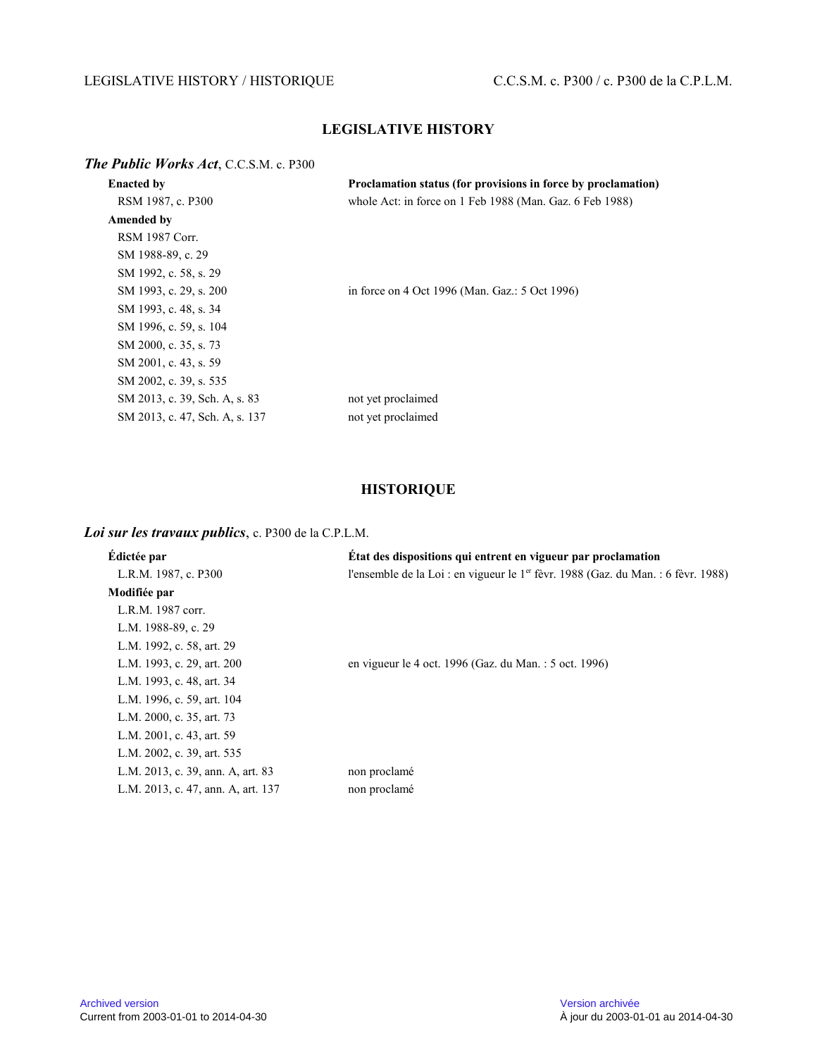## LEGISLATIVE HISTORY

***The Public Works Act***, C.C.S.M. c. P300

| **Enacted by** | **Proclamation status (for provisions in force by proclamation)** |
| --- | --- |
| RSM 1987, c. P300 | whole Act: in force on 1 Feb 1988 (Man. Gaz. 6 Feb 1988) |
| **Amended by** | |
| RSM 1987 Corr. | |
| SM 1988-89, c. 29 | |
| SM 1992, c. 58, s. 29 | |
| SM 1993, c. 29, s. 200 | in force on 4 Oct 1996 (Man. Gaz.: 5 Oct 1996) |
| SM 1993, c. 48, s. 34 | |
| SM 1996, c. 59, s. 104 | |
| SM 2000, c. 35, s. 73 | |
| SM 2001, c. 43, s. 59 | |
| SM 2002, c. 39, s. 535 | |
| SM 2013, c. 39, Sch. A, s. 83 | not yet proclaimed |
| SM 2013, c. 47, Sch. A, s. 137 | not yet proclaimed |

## HISTORIQUE

***Loi sur les travaux publics***, c. P300 de la C.P.L.M.

| **Édictée par** | **État des dispositions qui entrent en vigueur par proclamation** |
| --- | --- |
| L.R.M. 1987, c. P300 | l'ensemble de la Loi : en vigueur le 1er févr. 1988 (Gaz. du Man. : 6 févr. 1988) |
| **Modifiée par** | |
| L.R.M. 1987 corr. | |
| L.M. 1988-89, c. 29 | |
| L.M. 1992, c. 58, art. 29 | |
| L.M. 1993, c. 29, art. 200 | en vigueur le 4 oct. 1996 (Gaz. du Man. : 5 oct. 1996) |
| L.M. 1993, c. 48, art. 34 | |
| L.M. 1996, c. 59, art. 104 | |
| L.M. 2000, c. 35, art. 73 | |
| L.M. 2001, c. 43, art. 59 | |
| L.M. 2002, c. 39, art. 535 | |
| L.M. 2013, c. 39, ann. A, art. 83 | non proclamé |
| L.M. 2013, c. 47, ann. A, art. 137 | non proclamé |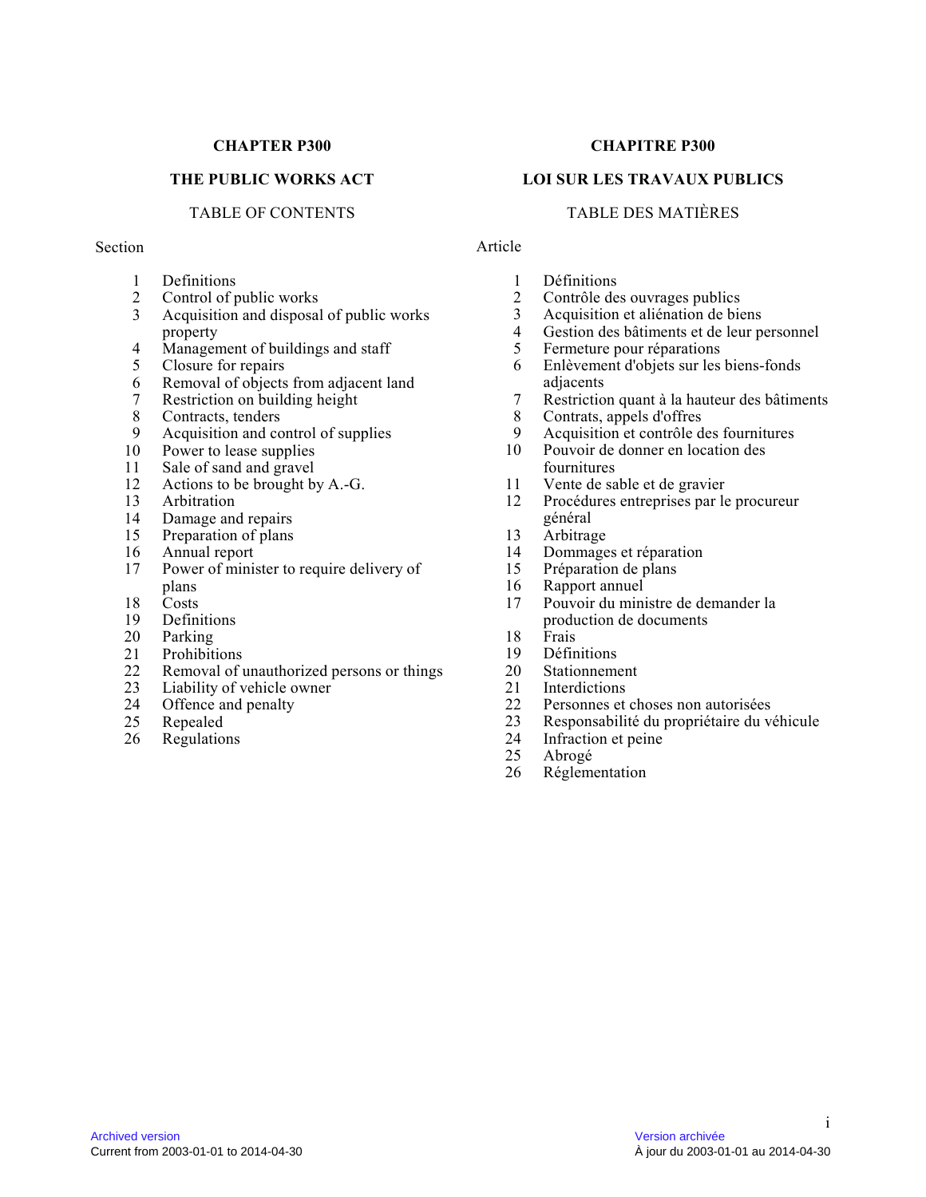**CHAPTER P300**

**THE PUBLIC WORKS ACT**

TABLE OF CONTENTS

| Section | |
|---|---|
| 1 | Definitions |
| 2 | Control of public works |
| 3 | Acquisition and disposal of public works property |
| 4 | Management of buildings and staff |
| 5 | Closure for repairs |
| 6 | Removal of objects from adjacent land |
| 7 | Restriction on building height |
| 8 | Contracts, tenders |
| 9 | Acquisition and control of supplies |
| 10 | Power to lease supplies |
| 11 | Sale of sand and gravel |
| 12 | Actions to be brought by A.-G. |
| 13 | Arbitration |
| 14 | Damage and repairs |
| 15 | Preparation of plans |
| 16 | Annual report |
| 17 | Power of minister to require delivery of plans |
| 18 | Costs |
| 19 | Definitions |
| 20 | Parking |
| 21 | Prohibitions |
| 22 | Removal of unauthorized persons or things |
| 23 | Liability of vehicle owner |
| 24 | Offence and penalty |
| 25 | Repealed |
| 26 | Regulations |

**CHAPITRE P300**

**LOI SUR LES TRAVAUX PUBLICS**

TABLE DES MATIÈRES

| Article | |
|---|---|
| 1 | Définitions |
| 2 | Contrôle des ouvrages publics |
| 3 | Acquisition et aliénation de biens |
| 4 | Gestion des bâtiments et de leur personnel |
| 5 | Fermeture pour réparations |
| 6 | Enlèvement d'objets sur les biens-fonds adjacents |
| 7 | Restriction quant à la hauteur des bâtiments |
| 8 | Contrats, appels d'offres |
| 9 | Acquisition et contrôle des fournitures |
| 10 | Pouvoir de donner en location des fournitures |
| 11 | Vente de sable et de gravier |
| 12 | Procédures entreprises par le procureur général |
| 13 | Arbitrage |
| 14 | Dommages et réparation |
| 15 | Préparation de plans |
| 16 | Rapport annuel |
| 17 | Pouvoir du ministre de demander la production de documents |
| 18 | Frais |
| 19 | Définitions |
| 20 | Stationnement |
| 21 | Interdictions |
| 22 | Personnes et choses non autorisées |
| 23 | Responsabilité du propriétaire du véhicule |
| 24 | Infraction et peine |
| 25 | Abrogé |
| 26 | Réglementation |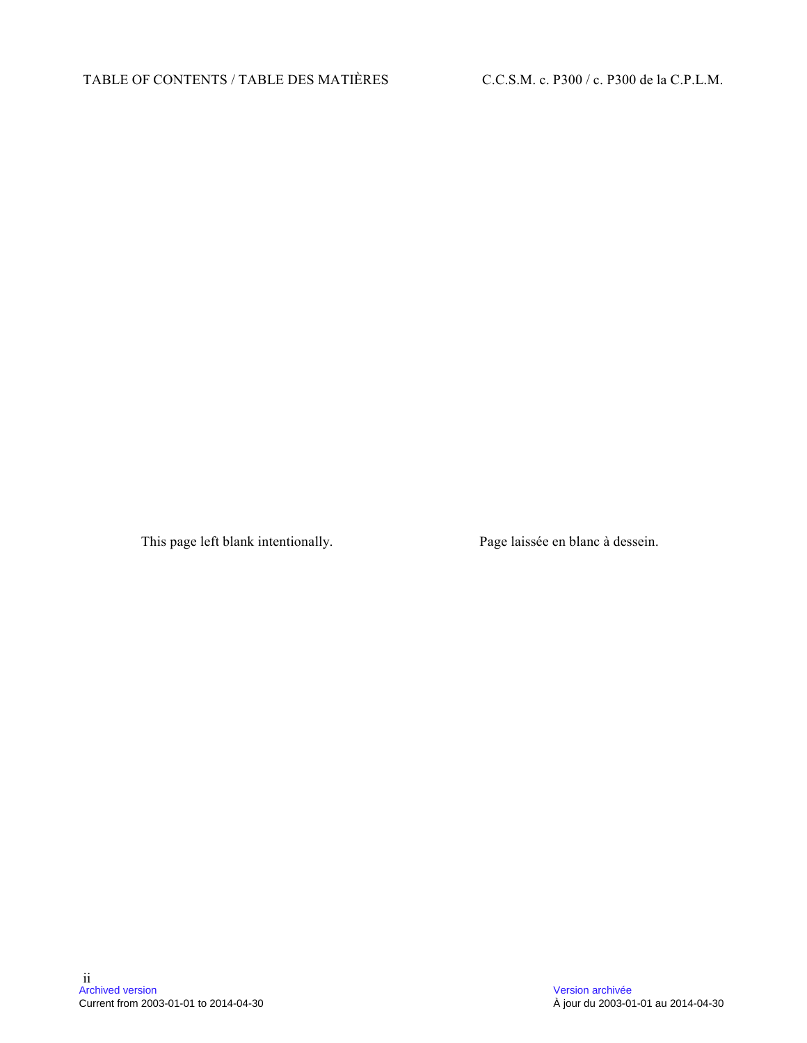This page left blank intentionally.

Page laissée en blanc à dessein.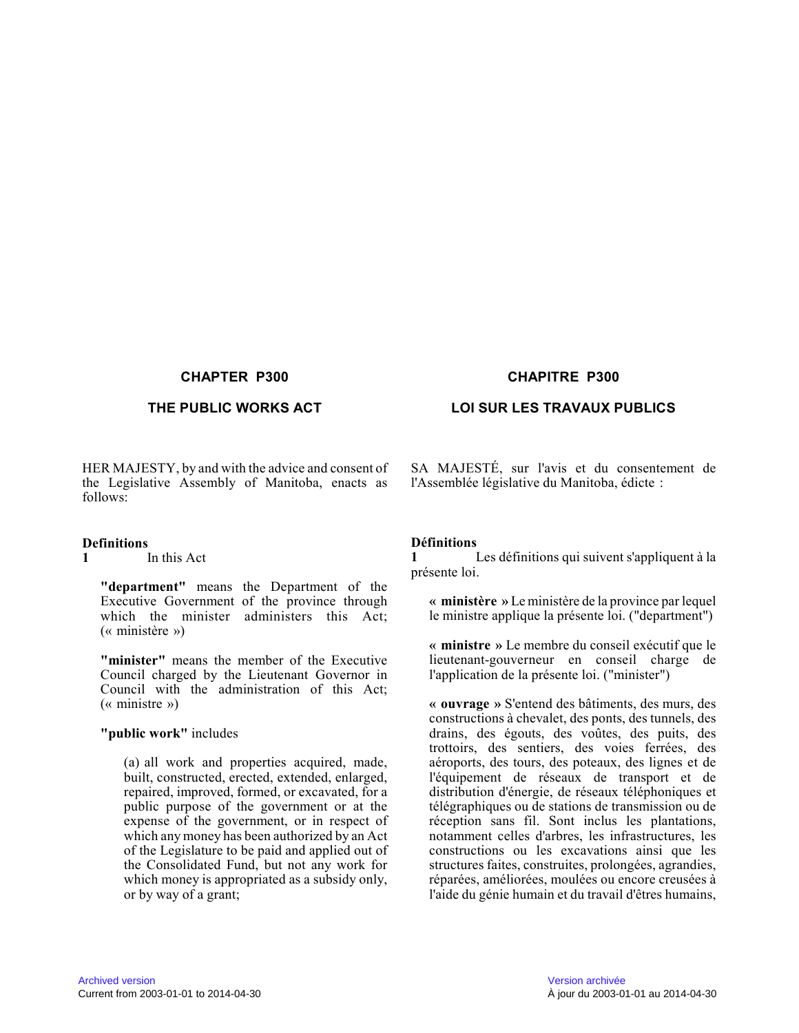# CHAPTER P300

# THE PUBLIC WORKS ACT

HER MAJESTY, by and with the advice and consent of the Legislative Assembly of Manitoba, enacts as follows:

**Definitions**

**1** In this Act

**"department"** means the Department of the Executive Government of the province through which the minister administers this Act; (« ministère »)

**"minister"** means the member of the Executive Council charged by the Lieutenant Governor in Council with the administration of this Act; (« ministre »)

**"public work"** includes

(a) all work and properties acquired, made, built, constructed, erected, extended, enlarged, repaired, improved, formed, or excavated, for a public purpose of the government or at the expense of the government, or in respect of which any money has been authorized by an Act of the Legislature to be paid and applied out of the Consolidated Fund, but not any work for which money is appropriated as a subsidy only, or by way of a grant;

# CHAPITRE P300

# LOI SUR LES TRAVAUX PUBLICS

SA MAJESTÉ, sur l'avis et du consentement de l'Assemblée législative du Manitoba, édicte :

**Définitions**

**1** Les définitions qui suivent s'appliquent à la présente loi.

**« ministère »** Le ministère de la province par lequel le ministre applique la présente loi. ("department")

**« ministre »** Le membre du conseil exécutif que le lieutenant-gouverneur en conseil charge de l'application de la présente loi. ("minister")

**« ouvrage »** S'entend des bâtiments, des murs, des constructions à chevalet, des ponts, des tunnels, des drains, des égouts, des voûtes, des puits, des trottoirs, des sentiers, des voies ferrées, des aéroports, des tours, des poteaux, des lignes et de l'équipement de réseaux de transport et de distribution d'énergie, de réseaux téléphoniques et télégraphiques ou de stations de transmission ou de réception sans fil. Sont inclus les plantations, notamment celles d'arbres, les infrastructures, les constructions ou les excavations ainsi que les structures faites, construites, prolongées, agrandies, réparées, améliorées, moulées ou encore creusées à l'aide du génie humain et du travail d'êtres humains,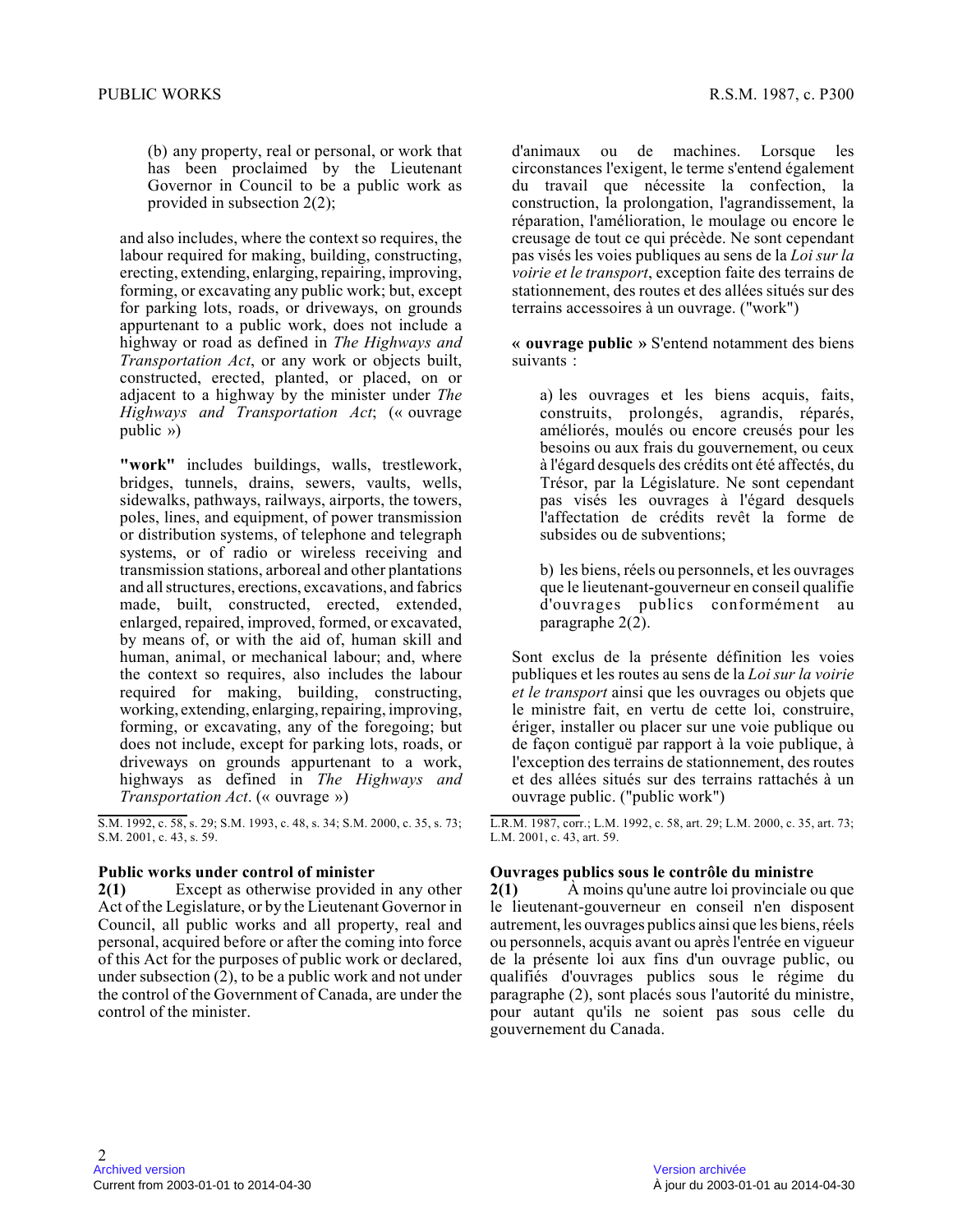(b) any property, real or personal, or work that has been proclaimed by the Lieutenant Governor in Council to be a public work as provided in subsection 2(2);

and also includes, where the context so requires, the labour required for making, building, constructing, erecting, extending, enlarging, repairing, improving, forming, or excavating any public work; but, except for parking lots, roads, or driveways, on grounds appurtenant to a public work, does not include a highway or road as defined in *The Highways and Transportation Act*, or any work or objects built, constructed, erected, planted, or placed, on or adjacent to a highway by the minister under *The Highways and Transportation Act*; (« ouvrage public »)

**"work"** includes buildings, walls, trestlework, bridges, tunnels, drains, sewers, vaults, wells, sidewalks, pathways, railways, airports, the towers, poles, lines, and equipment, of power transmission or distribution systems, of telephone and telegraph systems, or of radio or wireless receiving and transmission stations, arboreal and other plantations and all structures, erections, excavations, and fabrics made, built, constructed, erected, extended, enlarged, repaired, improved, formed, or excavated, by means of, or with the aid of, human skill and human, animal, or mechanical labour; and, where the context so requires, also includes the labour required for making, building, constructing, working, extending, enlarging, repairing, improving, forming, or excavating, any of the foregoing; but does not include, except for parking lots, roads, or driveways on grounds appurtenant to a work, highways as defined in *The Highways and Transportation Act*. (« ouvrage »)

S.M. 1992, c. 58, s. 29; S.M. 1993, c. 48, s. 34; S.M. 2000, c. 35, s. 73; S.M. 2001, c. 43, s. 59.

**Public works under control of minister**

**2(1)** Except as otherwise provided in any other Act of the Legislature, or by the Lieutenant Governor in Council, all public works and all property, real and personal, acquired before or after the coming into force of this Act for the purposes of public work or declared, under subsection (2), to be a public work and not under the control of the Government of Canada, are under the control of the minister.

d'animaux ou de machines. Lorsque les circonstances l'exigent, le terme s'entend également du travail que nécessite la confection, la construction, la prolongation, l'agrandissement, la réparation, l'amélioration, le moulage ou encore le creusage de tout ce qui précède. Ne sont cependant pas visés les voies publiques au sens de la *Loi sur la voirie et le transport*, exception faite des terrains de stationnement, des routes et des allées situés sur des terrains accessoires à un ouvrage. ("work")

**« ouvrage public »** S'entend notamment des biens suivants :

a) les ouvrages et les biens acquis, faits, construits, prolongés, agrandis, réparés, améliorés, moulés ou encore creusés pour les besoins ou aux frais du gouvernement, ou ceux à l'égard desquels des crédits ont été affectés, du Trésor, par la Législature. Ne sont cependant pas visés les ouvrages à l'égard desquels l'affectation de crédits revêt la forme de subsides ou de subventions;

b) les biens, réels ou personnels, et les ouvrages que le lieutenant-gouverneur en conseil qualifie d'ouvrages publics conformément au paragraphe 2(2).

Sont exclus de la présente définition les voies publiques et les routes au sens de la *Loi sur la voirie et le transport* ainsi que les ouvrages ou objets que le ministre fait, en vertu de cette loi, construire, ériger, installer ou placer sur une voie publique ou de façon contiguë par rapport à la voie publique, à l'exception des terrains de stationnement, des routes et des allées situés sur des terrains rattachés à un ouvrage public. ("public work")

L.R.M. 1987, corr.; L.M. 1992, c. 58, art. 29; L.M. 2000, c. 35, art. 73; L.M. 2001, c. 43, art. 59.

**Ouvrages publics sous le contrôle du ministre**

**2(1)** À moins qu'une autre loi provinciale ou que le lieutenant-gouverneur en conseil n'en disposent autrement, les ouvrages publics ainsi que les biens, réels ou personnels, acquis avant ou après l'entrée en vigueur de la présente loi aux fins d'un ouvrage public, ou qualifiés d'ouvrages publics sous le régime du paragraphe (2), sont placés sous l'autorité du ministre, pour autant qu'ils ne soient pas sous celle du gouvernement du Canada.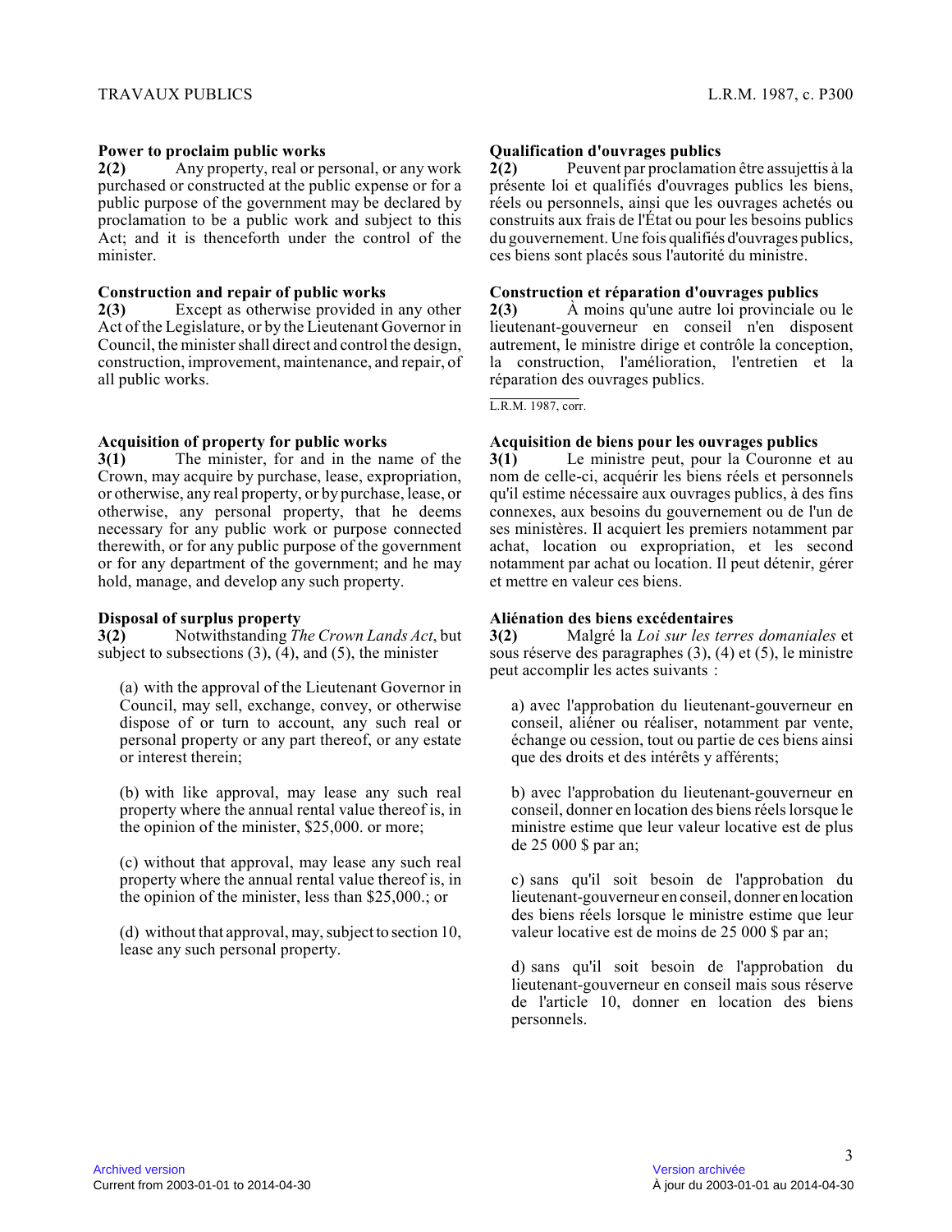**Power to proclaim public works**

**2(2)** Any property, real or personal, or any work purchased or constructed at the public expense or for a public purpose of the government may be declared by proclamation to be a public work and subject to this Act; and it is thenceforth under the control of the minister.

**Construction and repair of public works**

**2(3)** Except as otherwise provided in any other Act of the Legislature, or by the Lieutenant Governor in Council, the minister shall direct and control the design, construction, improvement, maintenance, and repair, of all public works.

**Acquisition of property for public works**

**3(1)** The minister, for and in the name of the Crown, may acquire by purchase, lease, expropriation, or otherwise, any real property, or by purchase, lease, or otherwise, any personal property, that he deems necessary for any public work or purpose connected therewith, or for any public purpose of the government or for any department of the government; and he may hold, manage, and develop any such property.

**Disposal of surplus property**

**3(2)** Notwithstanding *The Crown Lands Act*, but subject to subsections (3), (4), and (5), the minister

(a) with the approval of the Lieutenant Governor in Council, may sell, exchange, convey, or otherwise dispose of or turn to account, any such real or personal property or any part thereof, or any estate or interest therein;

(b) with like approval, may lease any such real property where the annual rental value thereof is, in the opinion of the minister, $25,000. or more;

(c) without that approval, may lease any such real property where the annual rental value thereof is, in the opinion of the minister, less than $25,000.; or

(d) without that approval, may, subject to section 10, lease any such personal property.

**Qualification d'ouvrages publics**

**2(2)** Peuvent par proclamation être assujettis à la présente loi et qualifiés d'ouvrages publics les biens, réels ou personnels, ainsi que les ouvrages achetés ou construits aux frais de l'État ou pour les besoins publics du gouvernement. Une fois qualifiés d'ouvrages publics, ces biens sont placés sous l'autorité du ministre.

**Construction et réparation d'ouvrages publics**

**2(3)** À moins qu'une autre loi provinciale ou le lieutenant-gouverneur en conseil n'en disposent autrement, le ministre dirige et contrôle la conception, la construction, l'amélioration, l'entretien et la réparation des ouvrages publics.

L.R.M. 1987, corr.

**Acquisition de biens pour les ouvrages publics**

**3(1)** Le ministre peut, pour la Couronne et au nom de celle-ci, acquérir les biens réels et personnels qu'il estime nécessaire aux ouvrages publics, à des fins connexes, aux besoins du gouvernement ou de l'un de ses ministères. Il acquiert les premiers notamment par achat, location ou expropriation, et les second notamment par achat ou location. Il peut détenir, gérer et mettre en valeur ces biens.

**Aliénation des biens excédentaires**

**3(2)** Malgré la *Loi sur les terres domaniales* et sous réserve des paragraphes (3), (4) et (5), le ministre peut accomplir les actes suivants :

a) avec l'approbation du lieutenant-gouverneur en conseil, aliéner ou réaliser, notamment par vente, échange ou cession, tout ou partie de ces biens ainsi que des droits et des intérêts y afférents;

b) avec l'approbation du lieutenant-gouverneur en conseil, donner en location des biens réels lorsque le ministre estime que leur valeur locative est de plus de 25 000 $ par an;

c) sans qu'il soit besoin de l'approbation du lieutenant-gouverneur en conseil, donner en location des biens réels lorsque le ministre estime que leur valeur locative est de moins de 25 000 $ par an;

d) sans qu'il soit besoin de l'approbation du lieutenant-gouverneur en conseil mais sous réserve de l'article 10, donner en location des biens personnels.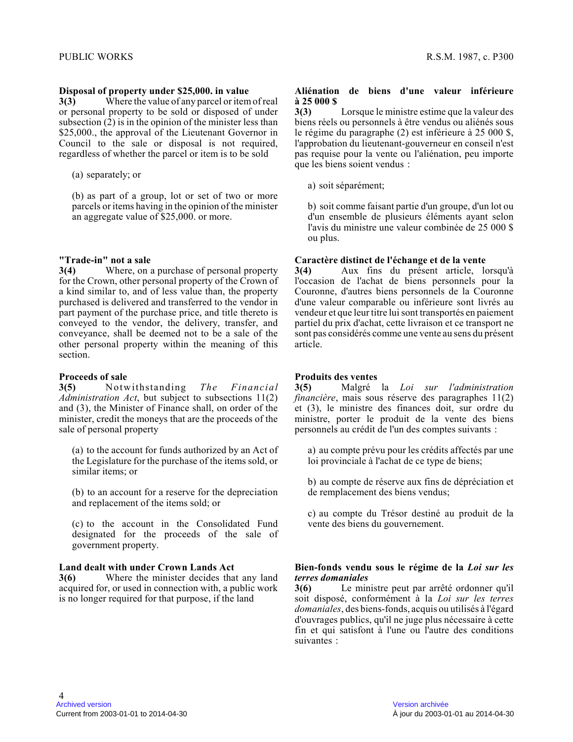**Disposal of property under $25,000. in value**

**3(3)** Where the value of any parcel or item of real or personal property to be sold or disposed of under subsection (2) is in the opinion of the minister less than $25,000., the approval of the Lieutenant Governor in Council to the sale or disposal is not required, regardless of whether the parcel or item is to be sold

(a) separately; or

(b) as part of a group, lot or set of two or more parcels or items having in the opinion of the minister an aggregate value of $25,000. or more.

**"Trade-in" not a sale**

**3(4)** Where, on a purchase of personal property for the Crown, other personal property of the Crown of a kind similar to, and of less value than, the property purchased is delivered and transferred to the vendor in part payment of the purchase price, and title thereto is conveyed to the vendor, the delivery, transfer, and conveyance, shall be deemed not to be a sale of the other personal property within the meaning of this section.

**Proceeds of sale**

**3(5)** Notwithstanding *The Financial Administration Act*, but subject to subsections 11(2) and (3), the Minister of Finance shall, on order of the minister, credit the moneys that are the proceeds of the sale of personal property

(a) to the account for funds authorized by an Act of the Legislature for the purchase of the items sold, or similar items; or

(b) to an account for a reserve for the depreciation and replacement of the items sold; or

(c) to the account in the Consolidated Fund designated for the proceeds of the sale of government property.

**Land dealt with under Crown Lands Act**

**3(6)** Where the minister decides that any land acquired for, or used in connection with, a public work is no longer required for that purpose, if the land

**Aliénation de biens d'une valeur inférieure à 25 000 $**

**3(3)** Lorsque le ministre estime que la valeur des biens réels ou personnels à être vendus ou aliénés sous le régime du paragraphe (2) est inférieure à 25 000 $, l'approbation du lieutenant-gouverneur en conseil n'est pas requise pour la vente ou l'aliénation, peu importe que les biens soient vendus :

a) soit séparément;

b) soit comme faisant partie d'un groupe, d'un lot ou d'un ensemble de plusieurs éléments ayant selon l'avis du ministre une valeur combinée de 25 000 $ ou plus.

**Caractère distinct de l'échange et de la vente**

**3(4)** Aux fins du présent article, lorsqu'à l'occasion de l'achat de biens personnels pour la Couronne, d'autres biens personnels de la Couronne d'une valeur comparable ou inférieure sont livrés au vendeur et que leur titre lui sont transportés en paiement partiel du prix d'achat, cette livraison et ce transport ne sont pas considérés comme une vente au sens du présent article.

**Produits des ventes**

**3(5)** Malgré la *Loi sur l'administration financière*, mais sous réserve des paragraphes 11(2) et (3), le ministre des finances doit, sur ordre du ministre, porter le produit de la vente des biens personnels au crédit de l'un des comptes suivants :

a) au compte prévu pour les crédits affectés par une loi provinciale à l'achat de ce type de biens;

b) au compte de réserve aux fins de dépréciation et de remplacement des biens vendus;

c) au compte du Trésor destiné au produit de la vente des biens du gouvernement.

**Bien-fonds vendu sous le régime de la *Loi sur les terres domaniales***

**3(6)** Le ministre peut par arrêté ordonner qu'il soit disposé, conformément à la *Loi sur les terres domaniales*, des biens-fonds, acquis ou utilisés à l'égard d'ouvrages publics, qu'il ne juge plus nécessaire à cette fin et qui satisfont à l'une ou l'autre des conditions suivantes :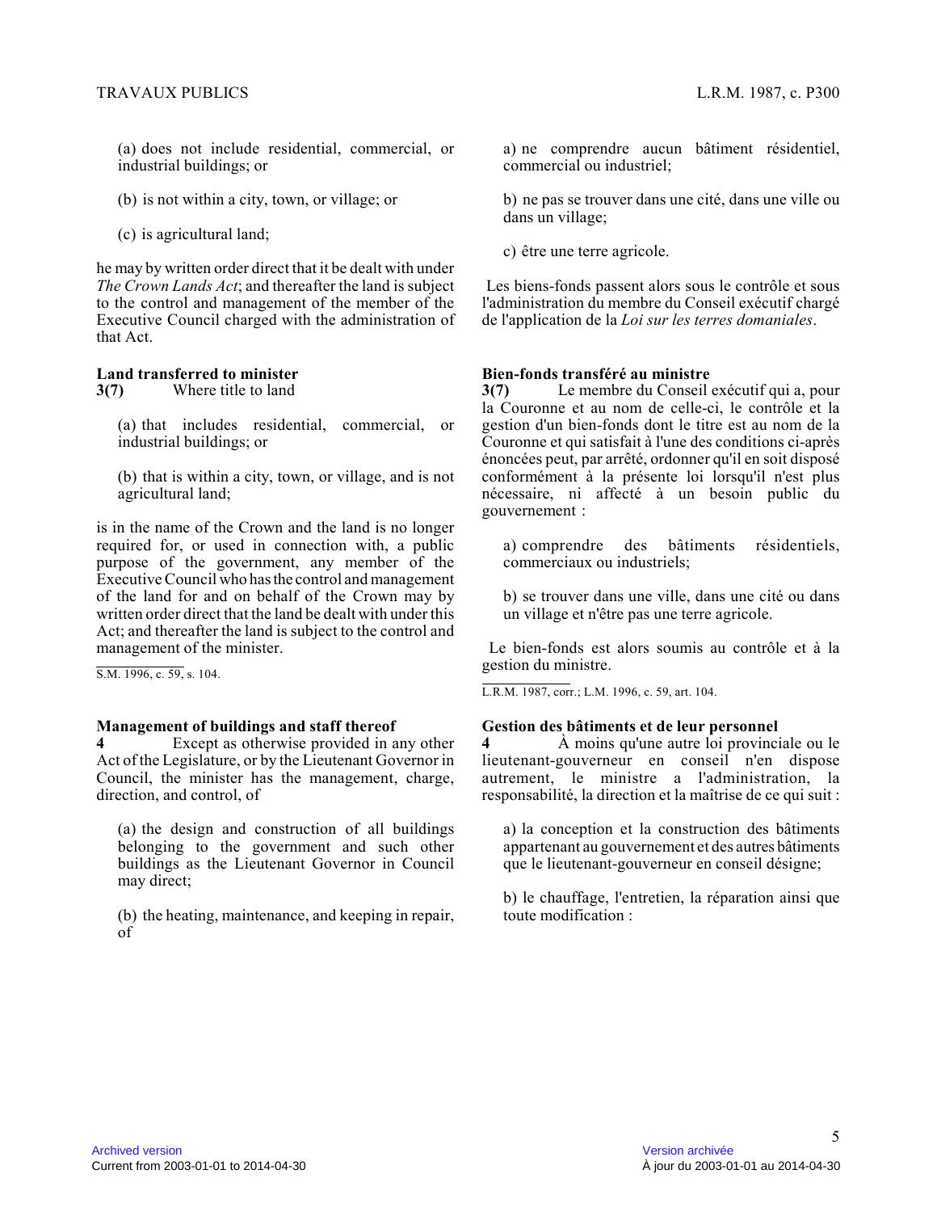(a) does not include residential, commercial, or industrial buildings; or

(b) is not within a city, town, or village; or

(c) is agricultural land;

he may by written order direct that it be dealt with under *The Crown Lands Act*; and thereafter the land is subject to the control and management of the member of the Executive Council charged with the administration of that Act.

**Land transferred to minister**

**3(7)** Where title to land

(a) that includes residential, commercial, or industrial buildings; or

(b) that is within a city, town, or village, and is not agricultural land;

is in the name of the Crown and the land is no longer required for, or used in connection with, a public purpose of the government, any member of the Executive Council who has the control and management of the land for and on behalf of the Crown may by written order direct that the land be dealt with under this Act; and thereafter the land is subject to the control and management of the minister.

S.M. 1996, c. 59, s. 104.

**Management of buildings and staff thereof**

**4** Except as otherwise provided in any other Act of the Legislature, or by the Lieutenant Governor in Council, the minister has the management, charge, direction, and control, of

(a) the design and construction of all buildings belonging to the government and such other buildings as the Lieutenant Governor in Council may direct;

(b) the heating, maintenance, and keeping in repair, of

a) ne comprendre aucun bâtiment résidentiel, commercial ou industriel;

b) ne pas se trouver dans une cité, dans une ville ou dans un village;

c) être une terre agricole.

Les biens-fonds passent alors sous le contrôle et sous l'administration du membre du Conseil exécutif chargé de l'application de la *Loi sur les terres domaniales*.

**Bien-fonds transféré au ministre**

**3(7)** Le membre du Conseil exécutif qui a, pour la Couronne et au nom de celle-ci, le contrôle et la gestion d'un bien-fonds dont le titre est au nom de la Couronne et qui satisfait à l'une des conditions ci-après énoncées peut, par arrêté, ordonner qu'il en soit disposé conformément à la présente loi lorsqu'il n'est plus nécessaire, ni affecté à un besoin public du gouvernement :

a) comprendre des bâtiments résidentiels, commerciaux ou industriels;

b) se trouver dans une ville, dans une cité ou dans un village et n'être pas une terre agricole.

Le bien-fonds est alors soumis au contrôle et à la gestion du ministre.

L.R.M. 1987, corr.; L.M. 1996, c. 59, art. 104.

**Gestion des bâtiments et de leur personnel**

**4** À moins qu'une autre loi provinciale ou le lieutenant-gouverneur en conseil n'en dispose autrement, le ministre a l'administration, la responsabilité, la direction et la maîtrise de ce qui suit :

a) la conception et la construction des bâtiments appartenant au gouvernement et des autres bâtiments que le lieutenant-gouverneur en conseil désigne;

b) le chauffage, l'entretien, la réparation ainsi que toute modification :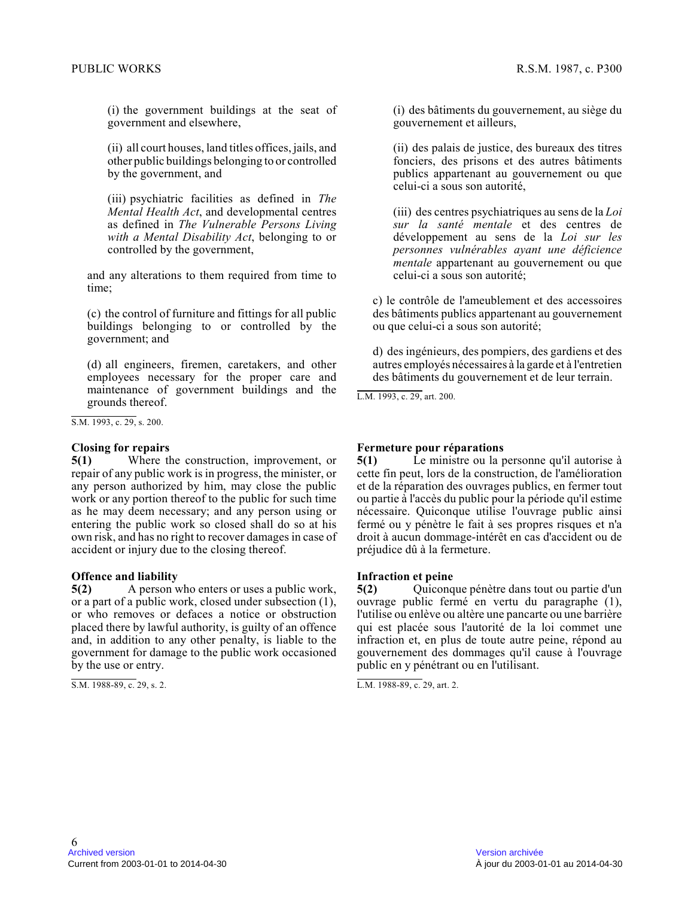(i) the government buildings at the seat of government and elsewhere,

(ii) all court houses, land titles offices, jails, and other public buildings belonging to or controlled by the government, and

(iii) psychiatric facilities as defined in *The Mental Health Act*, and developmental centres as defined in *The Vulnerable Persons Living with a Mental Disability Act*, belonging to or controlled by the government,

and any alterations to them required from time to time;

(c) the control of furniture and fittings for all public buildings belonging to or controlled by the government; and

(d) all engineers, firemen, caretakers, and other employees necessary for the proper care and maintenance of government buildings and the grounds thereof.

S.M. 1993, c. 29, s. 200.

(i) des bâtiments du gouvernement, au siège du gouvernement et ailleurs,

(ii) des palais de justice, des bureaux des titres fonciers, des prisons et des autres bâtiments publics appartenant au gouvernement ou que celui-ci a sous son autorité,

(iii) des centres psychiatriques au sens de la *Loi sur la santé mentale* et des centres de développement au sens de la *Loi sur les personnes vulnérables ayant une déficience mentale* appartenant au gouvernement ou que celui-ci a sous son autorité;

c) le contrôle de l'ameublement et des accessoires des bâtiments publics appartenant au gouvernement ou que celui-ci a sous son autorité;

d) des ingénieurs, des pompiers, des gardiens et des autres employés nécessaires à la garde et à l'entretien des bâtiments du gouvernement et de leur terrain.

L.M. 1993, c. 29, art. 200.

**Closing for repairs**

**5(1)** Where the construction, improvement, or repair of any public work is in progress, the minister, or any person authorized by him, may close the public work or any portion thereof to the public for such time as he may deem necessary; and any person using or entering the public work so closed shall do so at his own risk, and has no right to recover damages in case of accident or injury due to the closing thereof.

**Offence and liability**

**5(2)** A person who enters or uses a public work, or a part of a public work, closed under subsection (1), or who removes or defaces a notice or obstruction placed there by lawful authority, is guilty of an offence and, in addition to any other penalty, is liable to the government for damage to the public work occasioned by the use or entry.

S.M. 1988-89, c. 29, s. 2.

**Fermeture pour réparations**

**5(1)** Le ministre ou la personne qu'il autorise à cette fin peut, lors de la construction, de l'amélioration et de la réparation des ouvrages publics, en fermer tout ou partie à l'accès du public pour la période qu'il estime nécessaire. Quiconque utilise l'ouvrage public ainsi fermé ou y pénètre le fait à ses propres risques et n'a droit à aucun dommage-intérêt en cas d'accident ou de préjudice dû à la fermeture.

**Infraction et peine**

**5(2)** Quiconque pénètre dans tout ou partie d'un ouvrage public fermé en vertu du paragraphe (1), l'utilise ou enlève ou altère une pancarte ou une barrière qui est placée sous l'autorité de la loi commet une infraction et, en plus de toute autre peine, répond au gouvernement des dommages qu'il cause à l'ouvrage public en y pénétrant ou en l'utilisant.

L.M. 1988-89, c. 29, art. 2.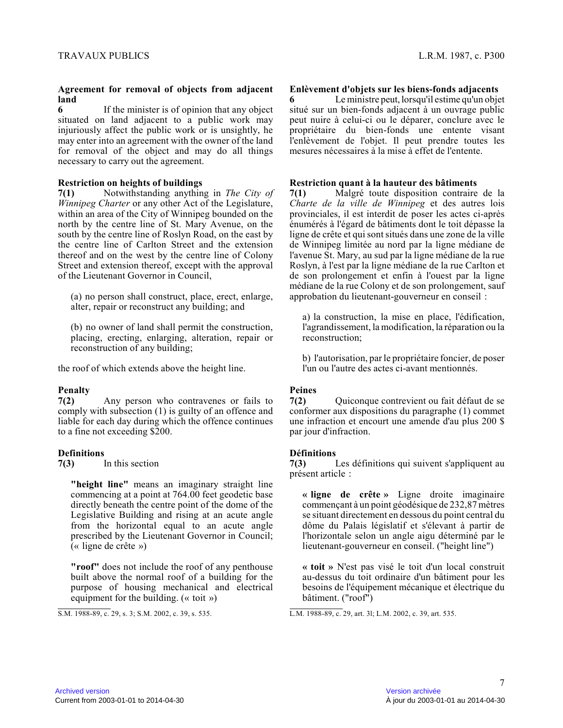**Agreement for removal of objects from adjacent land**

**6** If the minister is of opinion that any object situated on land adjacent to a public work may injuriously affect the public work or is unsightly, he may enter into an agreement with the owner of the land for removal of the object and may do all things necessary to carry out the agreement.

**Restriction on heights of buildings**

**7(1)** Notwithstanding anything in *The City of Winnipeg Charter* or any other Act of the Legislature, within an area of the City of Winnipeg bounded on the north by the centre line of St. Mary Avenue, on the south by the centre line of Roslyn Road, on the east by the centre line of Carlton Street and the extension thereof and on the west by the centre line of Colony Street and extension thereof, except with the approval of the Lieutenant Governor in Council,

(a) no person shall construct, place, erect, enlarge, alter, repair or reconstruct any building; and

(b) no owner of land shall permit the construction, placing, erecting, enlarging, alteration, repair or reconstruction of any building;

the roof of which extends above the height line.

**Penalty**

**7(2)** Any person who contravenes or fails to comply with subsection (1) is guilty of an offence and liable for each day during which the offence continues to a fine not exceeding $200.

**Definitions**

**7(3)** In this section

**"height line"** means an imaginary straight line commencing at a point at 764.00 feet geodetic base directly beneath the centre point of the dome of the Legislative Building and rising at an acute angle from the horizontal equal to an acute angle prescribed by the Lieutenant Governor in Council; (« ligne de crête »)

**"roof"** does not include the roof of any penthouse built above the normal roof of a building for the purpose of housing mechanical and electrical equipment for the building. (« toit »)

S.M. 1988-89, c. 29, s. 3; S.M. 2002, c. 39, s. 535.

**Enlèvement d'objets sur les biens-fonds adjacents**

**6** Le ministre peut, lorsqu'il estime qu'un objet situé sur un bien-fonds adjacent à un ouvrage public peut nuire à celui-ci ou le déparer, conclure avec le propriétaire du bien-fonds une entente visant l'enlèvement de l'objet. Il peut prendre toutes les mesures nécessaires à la mise à effet de l'entente.

**Restriction quant à la hauteur des bâtiments**

**7(1)** Malgré toute disposition contraire de la *Charte de la ville de Winnipeg* et des autres lois provinciales, il est interdit de poser les actes ci-après énumérés à l'égard de bâtiments dont le toit dépasse la ligne de crête et qui sont situés dans une zone de la ville de Winnipeg limitée au nord par la ligne médiane de l'avenue St. Mary, au sud par la ligne médiane de la rue Roslyn, à l'est par la ligne médiane de la rue Carlton et de son prolongement et enfin à l'ouest par la ligne médiane de la rue Colony et de son prolongement, sauf approbation du lieutenant-gouverneur en conseil :

a) la construction, la mise en place, l'édification, l'agrandissement, la modification, la réparation ou la reconstruction;

b) l'autorisation, par le propriétaire foncier, de poser l'un ou l'autre des actes ci-avant mentionnés.

**Peines**

**7(2)** Quiconque contrevient ou fait défaut de se conformer aux dispositions du paragraphe (1) commet une infraction et encourt une amende d'au plus 200 $ par jour d'infraction.

**Définitions**

**7(3)** Les définitions qui suivent s'appliquent au présent article :

**« ligne de crête »** Ligne droite imaginaire commençant à un point géodésique de 232,87 mètres se situant directement en dessous du point central du dôme du Palais législatif et s'élevant à partir de l'horizontale selon un angle aigu déterminé par le lieutenant-gouverneur en conseil. ("height line")

**« toit »** N'est pas visé le toit d'un local construit au-dessus du toit ordinaire d'un bâtiment pour les besoins de l'équipement mécanique et électrique du bâtiment. ("roof")

L.M. 1988-89, c. 29, art. 3l; L.M. 2002, c. 39, art. 535.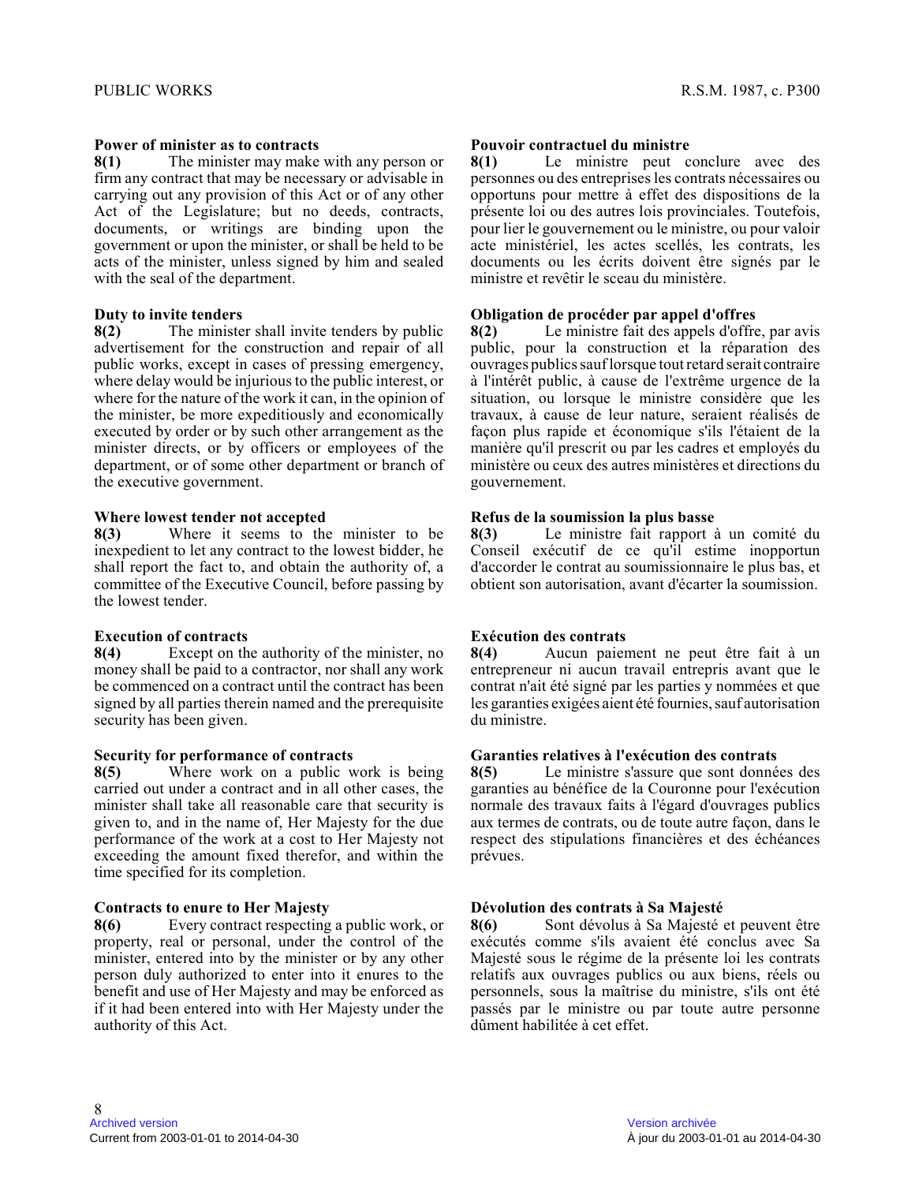**Power of minister as to contracts**

**8(1)** The minister may make with any person or firm any contract that may be necessary or advisable in carrying out any provision of this Act or of any other Act of the Legislature; but no deeds, contracts, documents, or writings are binding upon the government or upon the minister, or shall be held to be acts of the minister, unless signed by him and sealed with the seal of the department.

**Duty to invite tenders**

**8(2)** The minister shall invite tenders by public advertisement for the construction and repair of all public works, except in cases of pressing emergency, where delay would be injurious to the public interest, or where for the nature of the work it can, in the opinion of the minister, be more expeditiously and economically executed by order or by such other arrangement as the minister directs, or by officers or employees of the department, or of some other department or branch of the executive government.

**Where lowest tender not accepted**

**8(3)** Where it seems to the minister to be inexpedient to let any contract to the lowest bidder, he shall report the fact to, and obtain the authority of, a committee of the Executive Council, before passing by the lowest tender.

**Execution of contracts**

**8(4)** Except on the authority of the minister, no money shall be paid to a contractor, nor shall any work be commenced on a contract until the contract has been signed by all parties therein named and the prerequisite security has been given.

**Security for performance of contracts**

**8(5)** Where work on a public work is being carried out under a contract and in all other cases, the minister shall take all reasonable care that security is given to, and in the name of, Her Majesty for the due performance of the work at a cost to Her Majesty not exceeding the amount fixed therefor, and within the time specified for its completion.

**Contracts to enure to Her Majesty**

**8(6)** Every contract respecting a public work, or property, real or personal, under the control of the minister, entered into by the minister or by any other person duly authorized to enter into it enures to the benefit and use of Her Majesty and may be enforced as if it had been entered into with Her Majesty under the authority of this Act.

**Pouvoir contractuel du ministre**

**8(1)** Le ministre peut conclure avec des personnes ou des entreprises les contrats nécessaires ou opportuns pour mettre à effet des dispositions de la présente loi ou des autres lois provinciales. Toutefois, pour lier le gouvernement ou le ministre, ou pour valoir acte ministériel, les actes scellés, les contrats, les documents ou les écrits doivent être signés par le ministre et revêtir le sceau du ministère.

**Obligation de procéder par appel d'offres**

**8(2)** Le ministre fait des appels d'offre, par avis public, pour la construction et la réparation des ouvrages publics sauf lorsque tout retard serait contraire à l'intérêt public, à cause de l'extrême urgence de la situation, ou lorsque le ministre considère que les travaux, à cause de leur nature, seraient réalisés de façon plus rapide et économique s'ils l'étaient de la manière qu'il prescrit ou par les cadres et employés du ministère ou ceux des autres ministères et directions du gouvernement.

**Refus de la soumission la plus basse**

**8(3)** Le ministre fait rapport à un comité du Conseil exécutif de ce qu'il estime inopportun d'accorder le contrat au soumissionnaire le plus bas, et obtient son autorisation, avant d'écarter la soumission.

**Exécution des contrats**

**8(4)** Aucun paiement ne peut être fait à un entrepreneur ni aucun travail entrepris avant que le contrat n'ait été signé par les parties y nommées et que les garanties exigées aient été fournies, sauf autorisation du ministre.

**Garanties relatives à l'exécution des contrats**

**8(5)** Le ministre s'assure que sont données des garanties au bénéfice de la Couronne pour l'exécution normale des travaux faits à l'égard d'ouvrages publics aux termes de contrats, ou de toute autre façon, dans le respect des stipulations financières et des échéances prévues.

**Dévolution des contrats à Sa Majesté**

**8(6)** Sont dévolus à Sa Majesté et peuvent être exécutés comme s'ils avaient été conclus avec Sa Majesté sous le régime de la présente loi les contrats relatifs aux ouvrages publics ou aux biens, réels ou personnels, sous la maîtrise du ministre, s'ils ont été passés par le ministre ou par toute autre personne dûment habilitée à cet effet.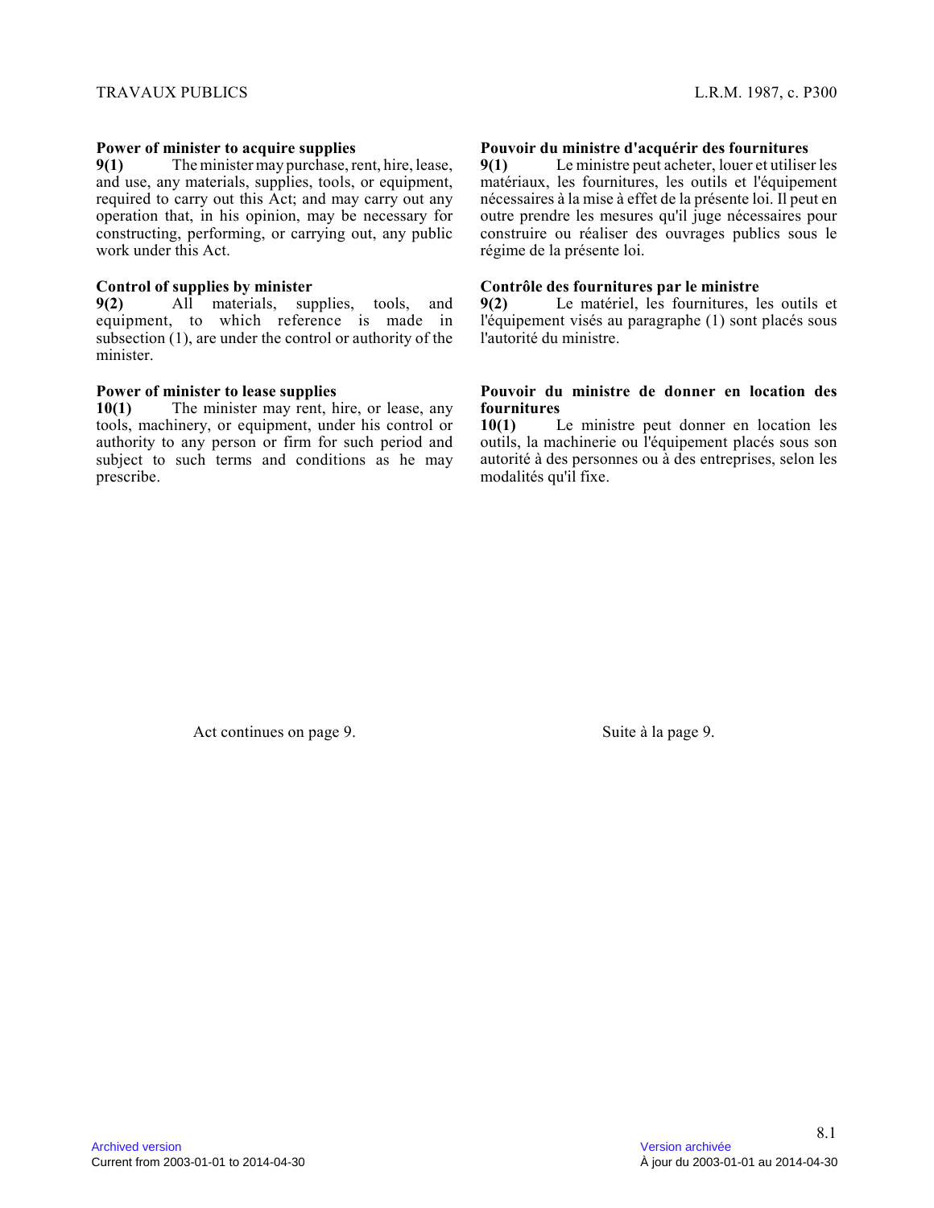**Power of minister to acquire supplies**

**9(1)** The minister may purchase, rent, hire, lease, and use, any materials, supplies, tools, or equipment, required to carry out this Act; and may carry out any operation that, in his opinion, may be necessary for constructing, performing, or carrying out, any public work under this Act.

**Control of supplies by minister**

**9(2)** All materials, supplies, tools, and equipment, to which reference is made in subsection (1), are under the control or authority of the minister.

**Power of minister to lease supplies**

**10(1)** The minister may rent, hire, or lease, any tools, machinery, or equipment, under his control or authority to any person or firm for such period and subject to such terms and conditions as he may prescribe.

Act continues on page 9.

**Pouvoir du ministre d'acquérir des fournitures**

**9(1)** Le ministre peut acheter, louer et utiliser les matériaux, les fournitures, les outils et l'équipement nécessaires à la mise à effet de la présente loi. Il peut en outre prendre les mesures qu'il juge nécessaires pour construire ou réaliser des ouvrages publics sous le régime de la présente loi.

**Contrôle des fournitures par le ministre**

**9(2)** Le matériel, les fournitures, les outils et l'équipement visés au paragraphe (1) sont placés sous l'autorité du ministre.

**Pouvoir du ministre de donner en location des fournitures**

**10(1)** Le ministre peut donner en location les outils, la machinerie ou l'équipement placés sous son autorité à des personnes ou à des entreprises, selon les modalités qu'il fixe.

Suite à la page 9.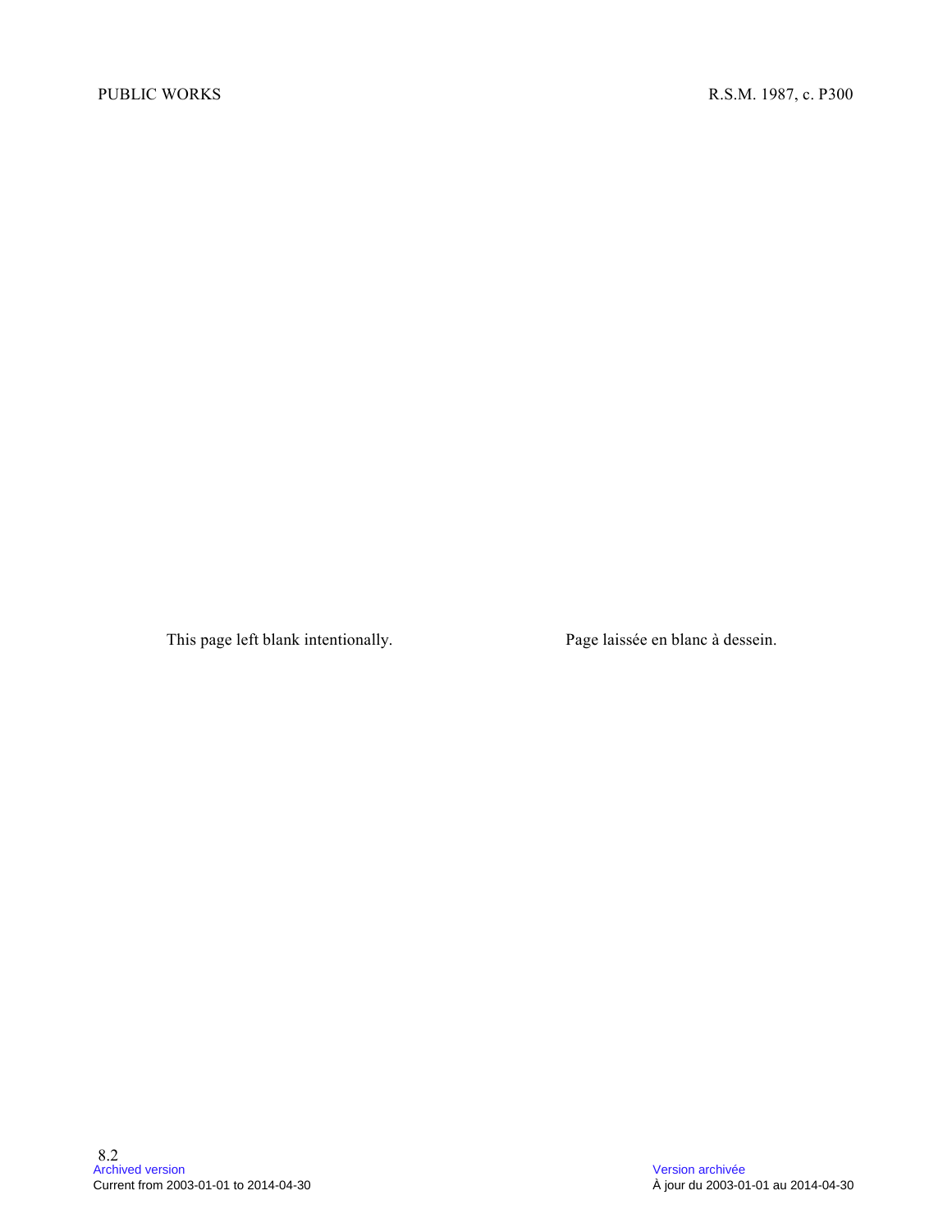This page left blank intentionally.

Page laissée en blanc à dessein.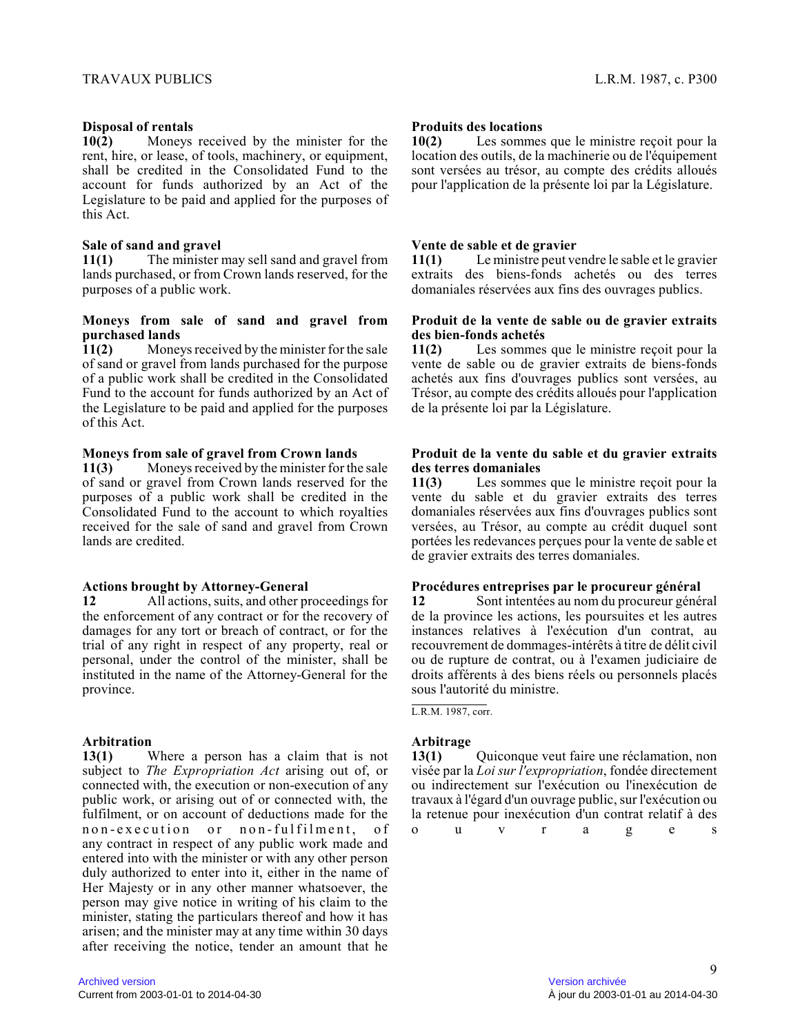**Disposal of rentals**

**10(2)** Moneys received by the minister for the rent, hire, or lease, of tools, machinery, or equipment, shall be credited in the Consolidated Fund to the account for funds authorized by an Act of the Legislature to be paid and applied for the purposes of this Act.

**Produits des locations**

**10(2)** Les sommes que le ministre reçoit pour la location des outils, de la machinerie ou de l'équipement sont versées au trésor, au compte des crédits alloués pour l'application de la présente loi par la Législature.

**Sale of sand and gravel**

**11(1)** The minister may sell sand and gravel from lands purchased, or from Crown lands reserved, for the purposes of a public work.

**Vente de sable et de gravier**

**11(1)** Le ministre peut vendre le sable et le gravier extraits des biens-fonds achetés ou des terres domaniales réservées aux fins des ouvrages publics.

**Moneys from sale of sand and gravel from purchased lands**

**11(2)** Moneys received by the minister for the sale of sand or gravel from lands purchased for the purpose of a public work shall be credited in the Consolidated Fund to the account for funds authorized by an Act of the Legislature to be paid and applied for the purposes of this Act.

**Produit de la vente de sable ou de gravier extraits des bien-fonds achetés**

**11(2)** Les sommes que le ministre reçoit pour la vente de sable ou de gravier extraits de biens-fonds achetés aux fins d'ouvrages publics sont versées, au Trésor, au compte des crédits alloués pour l'application de la présente loi par la Législature.

**Moneys from sale of gravel from Crown lands**

**11(3)** Moneys received by the minister for the sale of sand or gravel from Crown lands reserved for the purposes of a public work shall be credited in the Consolidated Fund to the account to which royalties received for the sale of sand and gravel from Crown lands are credited.

**Produit de la vente du sable et du gravier extraits des terres domaniales**

**11(3)** Les sommes que le ministre reçoit pour la vente du sable et du gravier extraits des terres domaniales réservées aux fins d'ouvrages publics sont versées, au Trésor, au compte au crédit duquel sont portées les redevances perçues pour la vente de sable et de gravier extraits des terres domaniales.

**Actions brought by Attorney-General**

**12** All actions, suits, and other proceedings for the enforcement of any contract or for the recovery of damages for any tort or breach of contract, or for the trial of any right in respect of any property, real or personal, under the control of the minister, shall be instituted in the name of the Attorney-General for the province.

**Procédures entreprises par le procureur général**

**12** Sont intentées au nom du procureur général de la province les actions, les poursuites et les autres instances relatives à l'exécution d'un contrat, au recouvrement de dommages-intérêts à titre de délit civil ou de contrat, ou à l'examen judiciaire de droits afférents à des biens réels ou personnels placés sous l'autorité du ministre.

L.R.M. 1987, corr.

**Arbitration**

**13(1)** Where a person has a claim that is not subject to *The Expropriation Act* arising out of, or connected with, the execution or non-execution of any public work, or arising out of or connected with, the fulfilment, or on account of deductions made for the non-execution or non-fulfilment, of any contract in respect of any public work made and entered into with the minister or with any other person duly authorized to enter into it, either in the name of Her Majesty or in any other manner whatsoever, the person may give notice in writing of his claim to the minister, stating the particulars thereof and how it has arisen; and the minister may at any time within 30 days after receiving the notice, tender an amount that he

**Arbitrage**

**13(1)** Quiconque veut faire une réclamation, non visée par la *Loi sur l'expropriation*, fondée directement ou indirectement sur l'exécution ou l'inexécution de travaux à l'égard d'un ouvrage public, sur l'exécution ou la retenue pour inexécution d'un contrat relatif à des ouvrages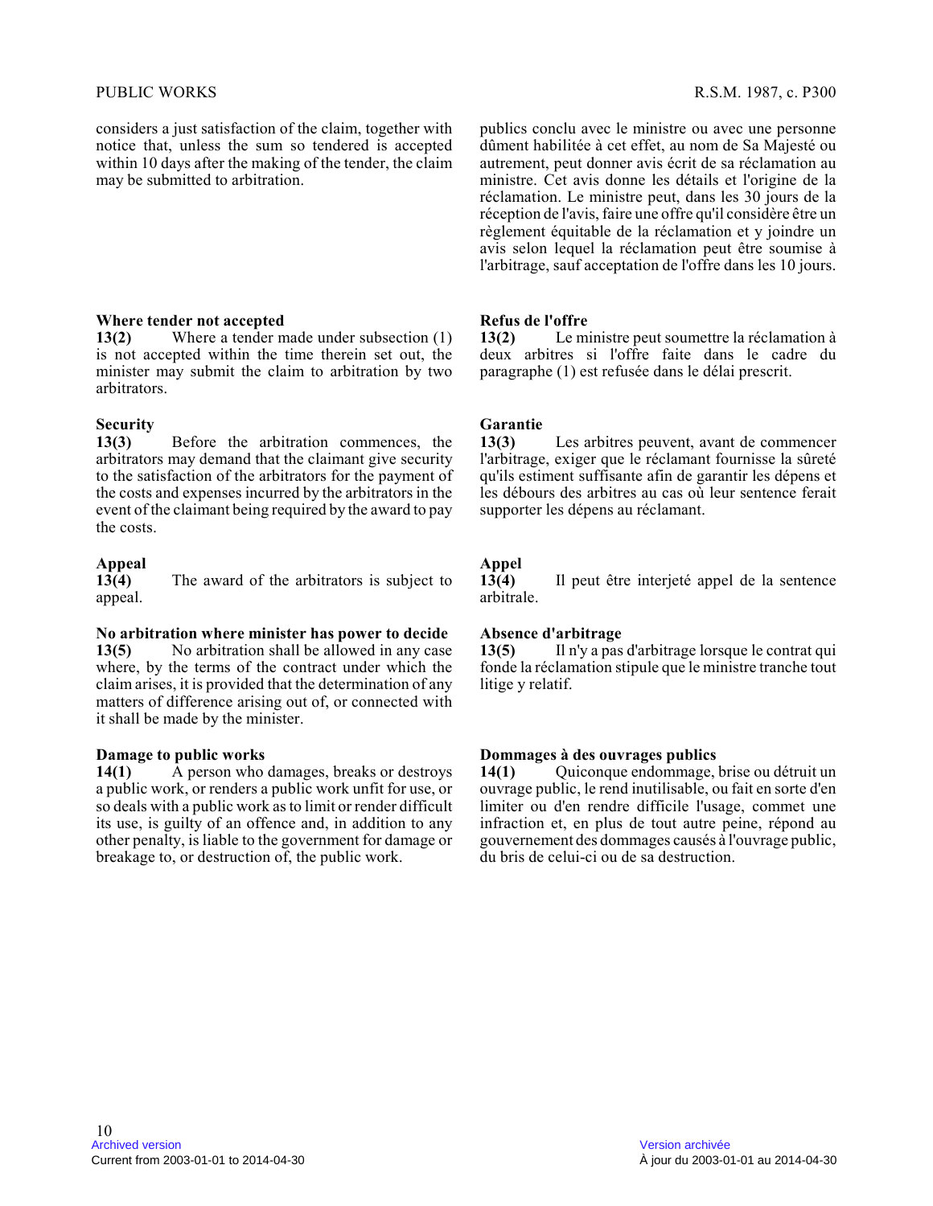considers a just satisfaction of the claim, together with notice that, unless the sum so tendered is accepted within 10 days after the making of the tender, the claim may be submitted to arbitration.

publics conclu avec le ministre ou avec une personne dûment habilitée à cet effet, au nom de Sa Majesté ou autrement, peut donner avis écrit de sa réclamation au ministre. Cet avis donne les détails et l'origine de la réclamation. Le ministre peut, dans les 30 jours de la réception de l'avis, faire une offre qu'il considère être un règlement équitable de la réclamation et y joindre un avis selon lequel la réclamation peut être soumise à l'arbitrage, sauf acceptation de l'offre dans les 10 jours.

**Where tender not accepted**

**13(2)** Where a tender made under subsection (1) is not accepted within the time therein set out, the minister may submit the claim to arbitration by two arbitrators.

**Refus de l'offre**

**13(2)** Le ministre peut soumettre la réclamation à deux arbitres si l'offre faite dans le cadre du paragraphe (1) est refusée dans le délai prescrit.

**Security**

**13(3)** Before the arbitration commences, the arbitrators may demand that the claimant give security to the satisfaction of the arbitrators for the payment of the costs and expenses incurred by the arbitrators in the event of the claimant being required by the award to pay the costs.

**Garantie**

**13(3)** Les arbitres peuvent, avant de commencer l'arbitrage, exiger que le réclamant fournisse la sûreté qu'ils estiment suffisante afin de garantir les dépens et les débours des arbitres au cas où leur sentence ferait supporter les dépens au réclamant.

**Appeal**

**13(4)** The award of the arbitrators is subject to appeal.

**Appel**

**13(4)** Il peut être interjeté appel de la sentence arbitrale.

**No arbitration where minister has power to decide**

**13(5)** No arbitration shall be allowed in any case where, by the terms of the contract under which the claim arises, it is provided that the determination of any matters of difference arising out of, or connected with it shall be made by the minister.

**Absence d'arbitrage**

**13(5)** Il n'y a pas d'arbitrage lorsque le contrat qui fonde la réclamation stipule que le ministre tranche tout litige y relatif.

**Damage to public works**

**14(1)** A person who damages, breaks or destroys a public work, or renders a public work unfit for use, or so deals with a public work as to limit or render difficult its use, is guilty of an offence and, in addition to any other penalty, is liable to the government for damage or breakage to, or destruction of, the public work.

**Dommages à des ouvrages publics**

**14(1)** Quiconque endommage, brise ou détruit un ouvrage public, le rend inutilisable, ou fait en sorte d'en limiter ou d'en rendre difficile l'usage, commet une infraction et, en plus de tout autre peine, répond au gouvernement des dommages causés à l'ouvrage public, du bris de celui-ci ou de sa destruction.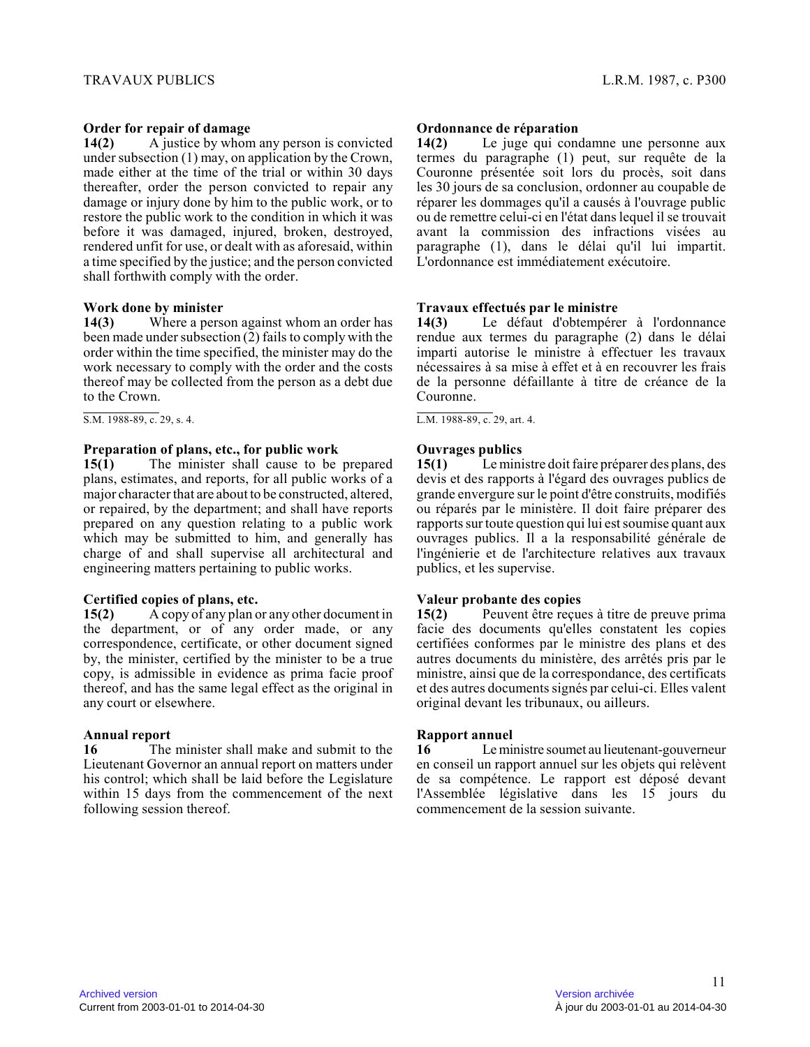**Order for repair of damage**

**14(2)** A justice by whom any person is convicted under subsection (1) may, on application by the Crown, made either at the time of the trial or within 30 days thereafter, order the person convicted to repair any damage or injury done by him to the public work, or to restore the public work to the condition in which it was before it was damaged, injured, broken, destroyed, rendered unfit for use, or dealt with as aforesaid, within a time specified by the justice; and the person convicted shall forthwith comply with the order.

**Work done by minister**

**14(3)** Where a person against whom an order has been made under subsection (2) fails to comply with the order within the time specified, the minister may do the work necessary to comply with the order and the costs thereof may be collected from the person as a debt due to the Crown.

S.M. 1988-89, c. 29, s. 4.

**Preparation of plans, etc., for public work**

**15(1)** The minister shall cause to be prepared plans, estimates, and reports, for all public works of a major character that are about to be constructed, altered, or repaired, by the department; and shall have reports prepared on any question relating to a public work which may be submitted to him, and generally has charge of and shall supervise all architectural and engineering matters pertaining to public works.

**Certified copies of plans, etc.**

**15(2)** A copy of any plan or any other document in the department, or of any order made, or any correspondence, certificate, or other document signed by, the minister, certified by the minister to be a true copy, is admissible in evidence as prima facie proof thereof, and has the same legal effect as the original in any court or elsewhere.

**Annual report**

**16** The minister shall make and submit to the Lieutenant Governor an annual report on matters under his control; which shall be laid before the Legislature within 15 days from the commencement of the next following session thereof.

**Ordonnance de réparation**

**14(2)** Le juge qui condamne une personne aux termes du paragraphe (1) peut, sur requête de la Couronne présentée soit lors du procès, soit dans les 30 jours de sa conclusion, ordonner au coupable de réparer les dommages qu'il a causés à l'ouvrage public ou de remettre celui-ci en l'état dans lequel il se trouvait avant la commission des infractions visées au paragraphe (1), dans le délai qu'il lui impartit. L'ordonnance est immédiatement exécutoire.

**Travaux effectués par le ministre**

**14(3)** Le défaut d'obtempérer à l'ordonnance rendue aux termes du paragraphe (2) dans le délai imparti autorise le ministre à effectuer les travaux nécessaires à sa mise à effet et à en recouvrer les frais de la personne défaillante à titre de créance de la Couronne.

L.M. 1988-89, c. 29, art. 4.

**Ouvrages publics**

**15(1)** Le ministre doit faire préparer des plans, des devis et des rapports à l'égard des ouvrages publics de grande envergure sur le point d'être construits, modifiés ou réparés par le ministère. Il doit faire préparer des rapports sur toute question qui lui est soumise quant aux ouvrages publics. Il a la responsabilité générale de l'ingénierie et de l'architecture relatives aux travaux publics, et les supervise.

**Valeur probante des copies**

**15(2)** Peuvent être reçues à titre de preuve prima facie des documents qu'elles constatent les copies certifiées conformes par le ministre des plans et des autres documents du ministère, des arrêtés pris par le ministre, ainsi que de la correspondance, des certificats et des autres documents signés par celui-ci. Elles valent original devant les tribunaux, ou ailleurs.

**Rapport annuel**

**16** Le ministre soumet au lieutenant-gouverneur en conseil un rapport annuel sur les objets qui relèvent de sa compétence. Le rapport est déposé devant l'Assemblée législative dans les 15 jours du commencement de la session suivante.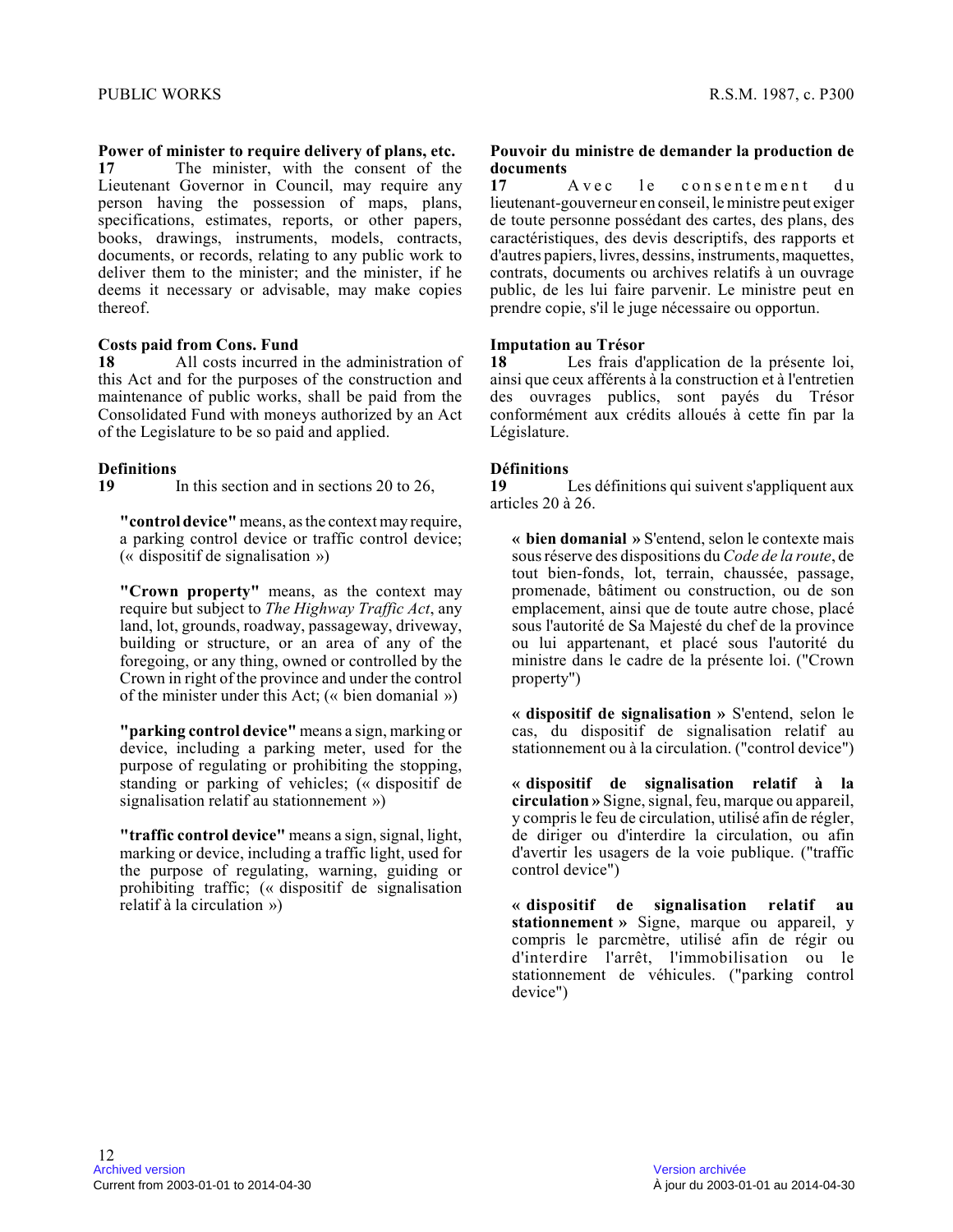**Power of minister to require delivery of plans, etc.**

**17** The minister, with the consent of the Lieutenant Governor in Council, may require any person having the possession of maps, plans, specifications, estimates, reports, or other papers, books, drawings, instruments, models, contracts, documents, or records, relating to any public work to deliver them to the minister; and the minister, if he deems it necessary or advisable, may make copies thereof.

**Costs paid from Cons. Fund**

**18** All costs incurred in the administration of this Act and for the purposes of the construction and maintenance of public works, shall be paid from the Consolidated Fund with moneys authorized by an Act of the Legislature to be so paid and applied.

**Definitions**

**19** In this section and in sections 20 to 26,

**"control device"** means, as the context may require, a parking control device or traffic control device; (« dispositif de signalisation »)

**"Crown property"** means, as the context may require but subject to *The Highway Traffic Act*, any land, lot, grounds, roadway, passageway, driveway, building or structure, or an area of any of the foregoing, or any thing, owned or controlled by the Crown in right of the province and under the control of the minister under this Act; (« bien domanial »)

**"parking control device"** means a sign, marking or device, including a parking meter, used for the purpose of regulating or prohibiting the stopping, standing or parking of vehicles; (« dispositif de signalisation relatif au stationnement »)

**"traffic control device"** means a sign, signal, light, marking or device, including a traffic light, used for the purpose of regulating, warning, guiding or prohibiting traffic; (« dispositif de signalisation relatif à la circulation »)

**Pouvoir du ministre de demander la production de documents**

**17** Avec le consentement du lieutenant-gouverneur en conseil, le ministre peut exiger de toute personne possédant des cartes, des plans, des caractéristiques, des devis descriptifs, des rapports et d'autres papiers, livres, dessins, instruments, maquettes, contrats, documents ou archives relatifs à un ouvrage public, de les lui faire parvenir. Le ministre peut en prendre copie, s'il le juge nécessaire ou opportun.

**Imputation au Trésor**

**18** Les frais d'application de la présente loi, ainsi que ceux afférents à la construction et à l'entretien des ouvrages publics, sont payés du Trésor conformément aux crédits alloués à cette fin par la Législature.

**Définitions**

**19** Les définitions qui suivent s'appliquent aux articles 20 à 26.

**« bien domanial »** S'entend, selon le contexte mais sous réserve des dispositions du *Code de la route*, de tout bien-fonds, lot, terrain, chaussée, passage, promenade, bâtiment ou construction, ou de son emplacement, ainsi que de toute autre chose, placé sous l'autorité de Sa Majesté du chef de la province ou lui appartenant, et placé sous l'autorité du ministre dans le cadre de la présente loi. ("Crown property")

**« dispositif de signalisation »** S'entend, selon le cas, du dispositif de signalisation relatif au stationnement ou à la circulation. ("control device")

**« dispositif de signalisation relatif à la circulation »** Signe, signal, feu, marque ou appareil, y compris le feu de circulation, utilisé afin de régler, de diriger ou d'interdire la circulation, ou afin d'avertir les usagers de la voie publique. ("traffic control device")

**« dispositif de signalisation relatif au stationnement »** Signe, marque ou appareil, y compris le parcmètre, utilisé afin de régir ou d'interdire l'arrêt, l'immobilisation ou le stationnement de véhicules. ("parking control device")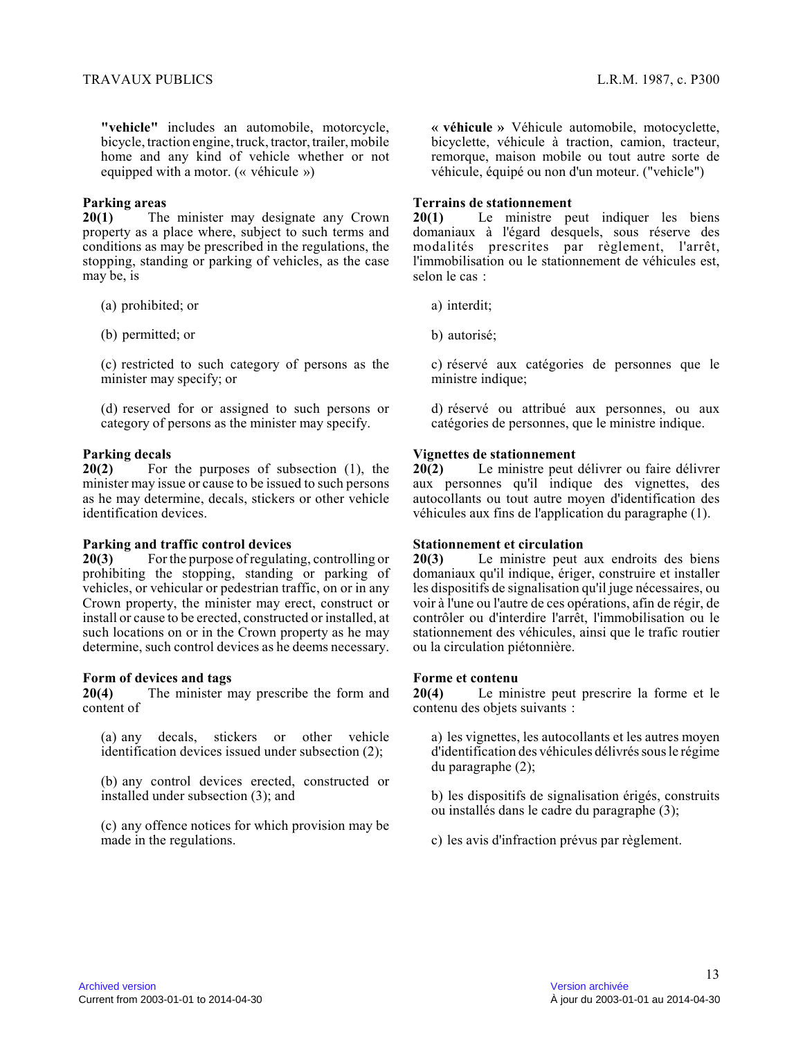**"vehicle"** includes an automobile, motorcycle, bicycle, traction engine, truck, tractor, trailer, mobile home and any kind of vehicle whether or not equipped with a motor. (« véhicule »)

**Parking areas**

**20(1)** The minister may designate any Crown property as a place where, subject to such terms and conditions as may be prescribed in the regulations, the stopping, standing or parking of vehicles, as the case may be, is

(a) prohibited; or

(b) permitted; or

(c) restricted to such category of persons as the minister may specify; or

(d) reserved for or assigned to such persons or category of persons as the minister may specify.

**Parking decals**

**20(2)** For the purposes of subsection (1), the minister may issue or cause to be issued to such persons as he may determine, decals, stickers or other vehicle identification devices.

**Parking and traffic control devices**

**20(3)** For the purpose of regulating, controlling or prohibiting the stopping, standing or parking of vehicles, or vehicular or pedestrian traffic, on or in any Crown property, the minister may erect, construct or install or cause to be erected, constructed or installed, at such locations on or in the Crown property as he may determine, such control devices as he deems necessary.

**Form of devices and tags**

**20(4)** The minister may prescribe the form and content of

(a) any decals, stickers or other vehicle identification devices issued under subsection (2);

(b) any control devices erected, constructed or installed under subsection (3); and

(c) any offence notices for which provision may be made in the regulations.

**« véhicule »** Véhicule automobile, motocyclette, bicyclette, véhicule à traction, camion, tracteur, remorque, maison mobile ou tout autre sorte de véhicule, équipé ou non d'un moteur. ("vehicle")

**Terrains de stationnement**

**20(1)** Le ministre peut indiquer les biens domaniaux à l'égard desquels, sous réserve des modalités prescrites par règlement, l'arrêt, l'immobilisation ou le stationnement de véhicules est, selon le cas :

a) interdit;

b) autorisé;

c) réservé aux catégories de personnes que le ministre indique;

d) réservé ou attribué aux personnes, ou aux catégories de personnes, que le ministre indique.

**Vignettes de stationnement**

**20(2)** Le ministre peut délivrer ou faire délivrer aux personnes qu'il indique des vignettes, des autocollants ou tout autre moyen d'identification des véhicules aux fins de l'application du paragraphe (1).

**Stationnement et circulation**

**20(3)** Le ministre peut aux endroits des biens domaniaux qu'il indique, ériger, construire et installer les dispositifs de signalisation qu'il juge nécessaires, ou voir à l'une ou l'autre de ces opérations, afin de régir, de contrôler ou d'interdire l'arrêt, l'immobilisation ou le stationnement des véhicules, ainsi que le trafic routier ou la circulation piétonnière.

**Forme et contenu**

**20(4)** Le ministre peut prescrire la forme et le contenu des objets suivants :

a) les vignettes, les autocollants et les autres moyen d'identification des véhicules délivrés sous le régime du paragraphe (2);

b) les dispositifs de signalisation érigés, construits ou installés dans le cadre du paragraphe (3);

c) les avis d'infraction prévus par règlement.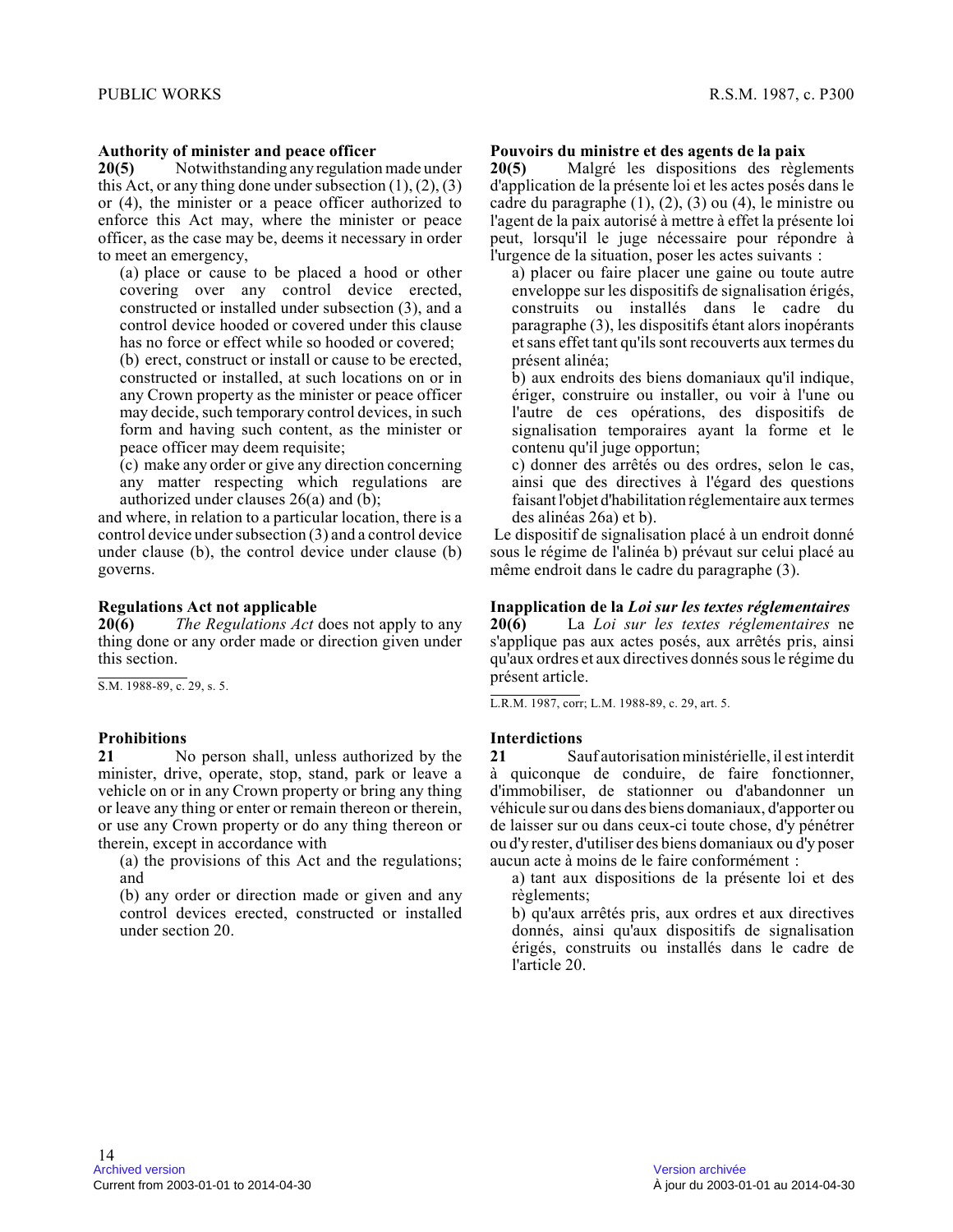**Authority of minister and peace officer**

**20(5)** Notwithstanding any regulation made under this Act, or any thing done under subsection (1), (2), (3) or (4), the minister or a peace officer authorized to enforce this Act may, where the minister or peace officer, as the case may be, deems it necessary in order to meet an emergency,

(a) place or cause to be placed a hood or other covering over any control device erected, constructed or installed under subsection (3), and a control device hooded or covered under this clause has no force or effect while so hooded or covered;

(b) erect, construct or install or cause to be erected, constructed or installed, at such locations on or in any Crown property as the minister or peace officer may decide, such temporary control devices, in such form and having such content, as the minister or peace officer may deem requisite;

(c) make any order or give any direction concerning any matter respecting which regulations are authorized under clauses 26(a) and (b);

and where, in relation to a particular location, there is a control device under subsection (3) and a control device under clause (b), the control device under clause (b) governs.

**Regulations Act not applicable**

**20(6)** *The Regulations Act* does not apply to any thing done or any order made or direction given under this section.

S.M. 1988-89, c. 29, s. 5.

**Prohibitions**

**21** No person shall, unless authorized by the minister, drive, operate, stop, stand, park or leave a vehicle on or in any Crown property or bring any thing or leave any thing or enter or remain thereon or therein, or use any Crown property or do any thing thereon or therein, except in accordance with

(a) the provisions of this Act and the regulations; and

(b) any order or direction made or given and any control devices erected, constructed or installed under section 20.

**Pouvoirs du ministre et des agents de la paix**

**20(5)** Malgré les dispositions des règlements d'application de la présente loi et les actes posés dans le cadre du paragraphe (1), (2), (3) ou (4), le ministre ou l'agent de la paix autorisé à mettre à effet la présente loi peut, lorsqu'il le juge nécessaire pour répondre à l'urgence de la situation, poser les actes suivants :

a) placer ou faire placer une gaine ou toute autre enveloppe sur les dispositifs de signalisation érigés, construits ou installés dans le cadre du paragraphe (3), les dispositifs étant alors inopérants et sans effet tant qu'ils sont recouverts aux termes du présent alinéa;

b) aux endroits des biens domaniaux qu'il indique, ériger, construire ou installer, ou voir à l'une ou l'autre de ces opérations, des dispositifs de signalisation temporaires ayant la forme et le contenu qu'il juge opportun;

c) donner des arrêtés ou des ordres, selon le cas, ainsi que des directives à l'égard des questions faisant l'objet d'habilitation réglementaire aux termes des alinéas 26a) et b).

Le dispositif de signalisation placé à un endroit donné sous le régime de l'alinéa b) prévaut sur celui placé au même endroit dans le cadre du paragraphe (3).

**Inapplication de la *Loi sur les textes réglementaires***

**20(6)** La *Loi sur les textes réglementaires* ne s'applique pas aux actes posés, aux arrêtés pris, ainsi qu'aux ordres et aux directives donnés sous le régime du présent article.

L.R.M. 1987, corr; L.M. 1988-89, c. 29, art. 5.

**Interdictions**

**21** Sauf autorisation ministérielle, il est interdit à quiconque de conduire, de faire fonctionner, d'immobiliser, de stationner ou d'abandonner un véhicule sur ou dans des biens domaniaux, d'apporter ou de laisser sur ou dans ceux-ci toute chose, d'y pénétrer ou d'y rester, d'utiliser des biens domaniaux ou d'y poser aucun acte à moins de le faire conformément :

a) tant aux dispositions de la présente loi et des règlements;

b) qu'aux arrêtés pris, aux ordres et aux directives donnés, ainsi qu'aux dispositifs de signalisation érigés, construits ou installés dans le cadre de l'article 20.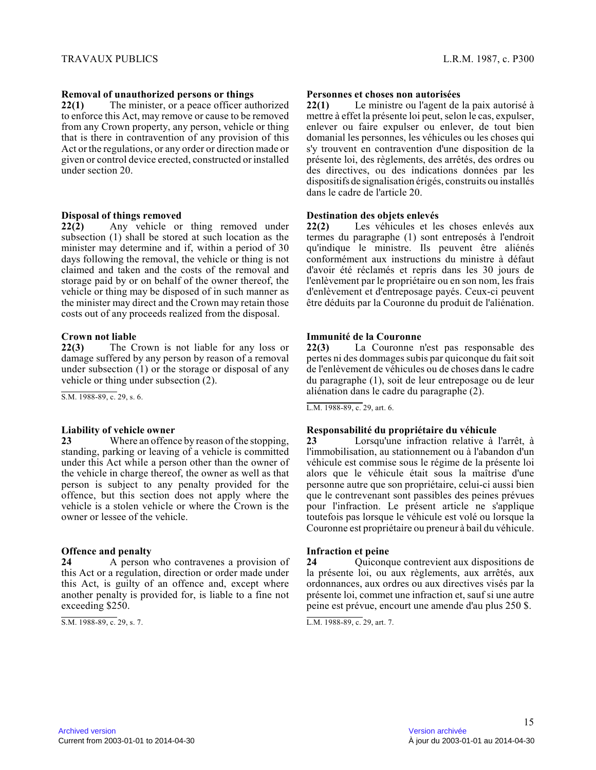**Removal of unauthorized persons or things**

**22(1)** The minister, or a peace officer authorized to enforce this Act, may remove or cause to be removed from any Crown property, any person, vehicle or thing that is there in contravention of any provision of this Act or the regulations, or any order or direction made or given or control device erected, constructed or installed under section 20.

**Disposal of things removed**

**22(2)** Any vehicle or thing removed under subsection (1) shall be stored at such location as the minister may determine and if, within a period of 30 days following the removal, the vehicle or thing is not claimed and taken and the costs of the removal and storage paid by or on behalf of the owner thereof, the vehicle or thing may be disposed of in such manner as the minister may direct and the Crown may retain those costs out of any proceeds realized from the disposal.

**Crown not liable**

**22(3)** The Crown is not liable for any loss or damage suffered by any person by reason of a removal under subsection (1) or the storage or disposal of any vehicle or thing under subsection (2).

S.M. 1988-89, c. 29, s. 6.

**Liability of vehicle owner**

**23** Where an offence by reason of the stopping, standing, parking or leaving of a vehicle is committed under this Act while a person other than the owner of the vehicle in charge thereof, the owner as well as that person is subject to any penalty provided for the offence, but this section does not apply where the vehicle is a stolen vehicle or where the Crown is the owner or lessee of the vehicle.

**Offence and penalty**

**24** A person who contravenes a provision of this Act or a regulation, direction or order made under this Act, is guilty of an offence and, except where another penalty is provided for, is liable to a fine not exceeding $250.

S.M. 1988-89, c. 29, s. 7.

**Personnes et choses non autorisées**

**22(1)** Le ministre ou l'agent de la paix autorisé à mettre à effet la présente loi peut, selon le cas, expulser, enlever ou faire expulser ou enlever, de tout bien domanial les personnes, les véhicules ou les choses qui s'y trouvent en contravention d'une disposition de la présente loi, des règlements, des arrêtés, des ordres ou des directives, ou des indications données par les dispositifs de signalisation érigés, construits ou installés dans le cadre de l'article 20.

**Destination des objets enlevés**

**22(2)** Les véhicules et les choses enlevés aux termes du paragraphe (1) sont entreposés à l'endroit qu'indique le ministre. Ils peuvent être aliénés conformément aux instructions du ministre à défaut d'avoir été réclamés et repris dans les 30 jours de l'enlèvement par le propriétaire ou en son nom, les frais d'enlèvement et d'entreposage payés. Ceux-ci peuvent être déduits par la Couronne du produit de l'aliénation.

**Immunité de la Couronne**

**22(3)** La Couronne n'est pas responsable des pertes ni des dommages subis par quiconque du fait soit de l'enlèvement de véhicules ou de choses dans le cadre du paragraphe (1), soit de leur entreposage ou de leur aliénation dans le cadre du paragraphe (2).

L.M. 1988-89, c. 29, art. 6.

**Responsabilité du propriétaire du véhicule**

**23** Lorsqu'une infraction relative à l'arrêt, à l'immobilisation, au stationnement ou à l'abandon d'un véhicule est commise sous le régime de la présente loi alors que le véhicule était sous la maîtrise d'une personne autre que son propriétaire, celui-ci aussi bien que le contrevenant sont passibles des peines prévues pour l'infraction. Le présent article ne s'applique toutefois pas lorsque le véhicule est volé ou lorsque la Couronne est propriétaire ou preneur à bail du véhicule.

**Infraction et peine**

**24** Quiconque contrevient aux dispositions de la présente loi, ou aux règlements, aux arrêtés, aux ordonnances, aux ordres ou aux directives visés par la présente loi, commet une infraction et, sauf si une autre peine est prévue, encourt une amende d'au plus 250 $.

L.M. 1988-89, c. 29, art. 7.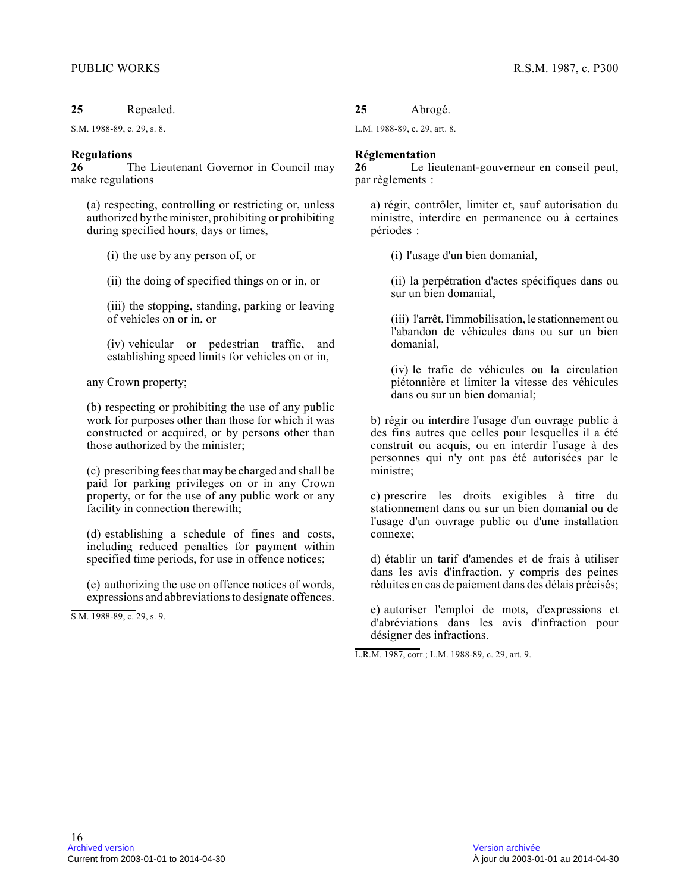**25** Repealed.

S.M. 1988-89, c. 29, s. 8.

**Regulations**

**26** The Lieutenant Governor in Council may make regulations

(a) respecting, controlling or restricting or, unless authorized by the minister, prohibiting or prohibiting during specified hours, days or times,

(i) the use by any person of, or

(ii) the doing of specified things on or in, or

(iii) the stopping, standing, parking or leaving of vehicles on or in, or

(iv) vehicular or pedestrian traffic, and establishing speed limits for vehicles on or in,

any Crown property;

(b) respecting or prohibiting the use of any public work for purposes other than those for which it was constructed or acquired, or by persons other than those authorized by the minister;

(c) prescribing fees that may be charged and shall be paid for parking privileges on or in any Crown property, or for the use of any public work or any facility in connection therewith;

(d) establishing a schedule of fines and costs, including reduced penalties for payment within specified time periods, for use in offence notices;

(e) authorizing the use on offence notices of words, expressions and abbreviations to designate offences.

S.M. 1988-89, c. 29, s. 9.

**25** Abrogé.

L.M. 1988-89, c. 29, art. 8.

**Réglementation**

**26** Le lieutenant-gouverneur en conseil peut, par règlements :

a) régir, contrôler, limiter et, sauf autorisation du ministre, interdire en permanence ou à certaines périodes :

(i) l'usage d'un bien domanial,

(ii) la perpétration d'actes spécifiques dans ou sur un bien domanial,

(iii) l'arrêt, l'immobilisation, le stationnement ou l'abandon de véhicules dans ou sur un bien domanial,

(iv) le trafic de véhicules ou la circulation piétonnière et limiter la vitesse des véhicules dans ou sur un bien domanial;

b) régir ou interdire l'usage d'un ouvrage public à des fins autres que celles pour lesquelles il a été construit ou acquis, ou en interdir l'usage à des personnes qui n'ont pas été autorisées par le ministre;

c) prescrire les droits exigibles à titre du stationnement dans ou sur un bien domanial ou de l'usage d'un ouvrage public ou d'une installation connexe;

d) établir un tarif d'amendes et de frais à utiliser dans les avis d'infraction, y compris des peines réduites en cas de paiement dans des délais précisés;

e) autoriser l'emploi de mots, d'expressions et d'abréviations dans les avis d'infraction pour désigner des infractions.

L.R.M. 1987, corr.; L.M. 1988-89, c. 29, art. 9.